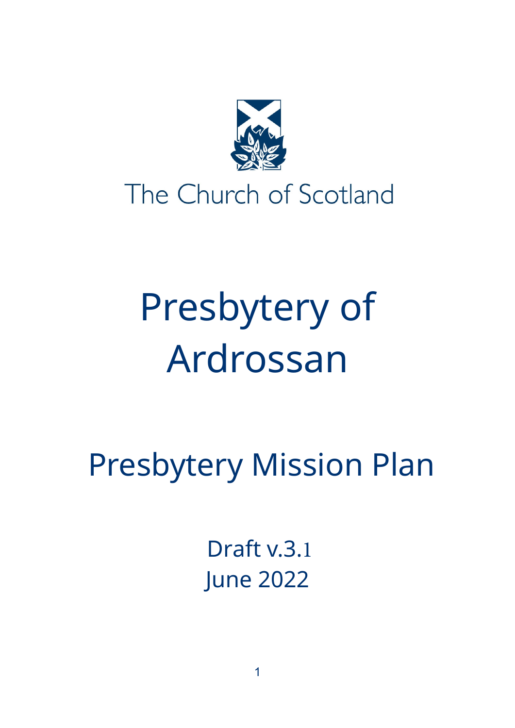The Church of Scotland

# Presbytery of Ardrossan

## Presbytery Mission Plan

Draft v.3.1
June 2022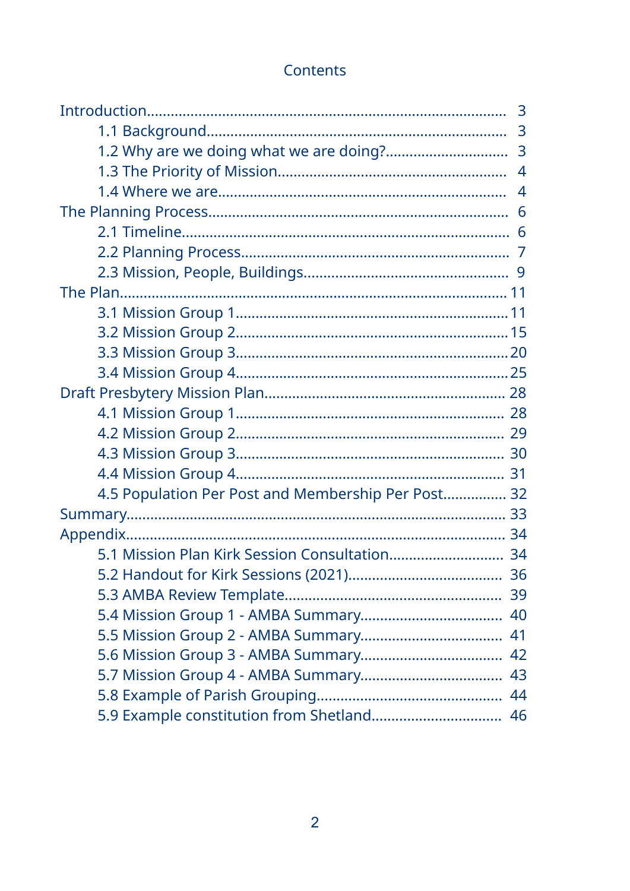# Contents

- Introduction........................................................................................ 3
    - 1.1 Background......................................................................... 3
    - 1.2 Why are we doing what we are doing?.............................. 3
    - 1.3 The Priority of Mission........................................................ 4
    - 1.4 Where we are...................................................................... 4
- The Planning Process.......................................................................... 6
    - 2.1 Timeline.............................................................................. 6
    - 2.2 Planning Process................................................................. 7
    - 2.3 Mission, People, Buildings.................................................. 9
- The Plan............................................................................................. 11
    - 3.1 Mission Group 1.................................................................. 11
    - 3.2 Mission Group 2.................................................................. 15
    - 3.3 Mission Group 3.................................................................. 20
    - 3.4 Mission Group 4.................................................................. 25
- Draft Presbytery Mission Plan........................................................... 28
    - 4.1 Mission Group 1.................................................................. 28
    - 4.2 Mission Group 2.................................................................. 29
    - 4.3 Mission Group 3.................................................................. 30
    - 4.4 Mission Group 4.................................................................. 31
    - 4.5 Population Per Post and Membership Per Post................ 32
- Summary............................................................................................ 33
- Appendix............................................................................................ 34
    - 5.1 Mission Plan Kirk Session Consultation............................ 34
    - 5.2 Handout for Kirk Sessions (2021)...................................... 36
    - 5.3 AMBA Review Template..................................................... 39
    - 5.4 Mission Group 1 - AMBA Summary.................................. 40
    - 5.5 Mission Group 2 - AMBA Summary.................................. 41
    - 5.6 Mission Group 3 - AMBA Summary.................................. 42
    - 5.7 Mission Group 4 - AMBA Summary.................................. 43
    - 5.8 Example of Parish Grouping.............................................. 44
    - 5.9 Example constitution from Shetland................................. 46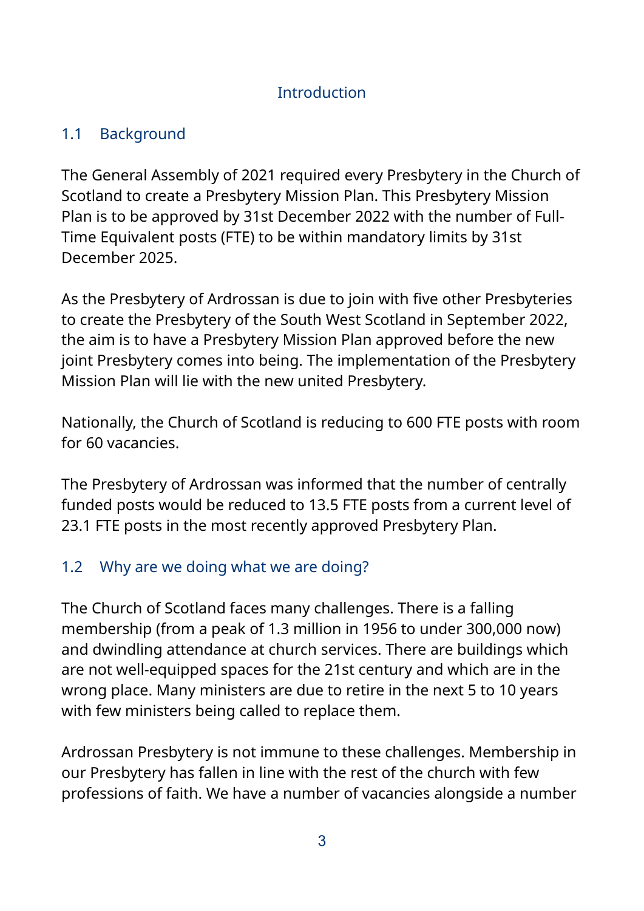# Introduction

## 1.1 Background

The General Assembly of 2021 required every Presbytery in the Church of Scotland to create a Presbytery Mission Plan. This Presbytery Mission Plan is to be approved by 31st December 2022 with the number of Full-Time Equivalent posts (FTE) to be within mandatory limits by 31st December 2025.

As the Presbytery of Ardrossan is due to join with five other Presbyteries to create the Presbytery of the South West Scotland in September 2022, the aim is to have a Presbytery Mission Plan approved before the new joint Presbytery comes into being. The implementation of the Presbytery Mission Plan will lie with the new united Presbytery.

Nationally, the Church of Scotland is reducing to 600 FTE posts with room for 60 vacancies.

The Presbytery of Ardrossan was informed that the number of centrally funded posts would be reduced to 13.5 FTE posts from a current level of 23.1 FTE posts in the most recently approved Presbytery Plan.

## 1.2 Why are we doing what we are doing?

The Church of Scotland faces many challenges. There is a falling membership (from a peak of 1.3 million in 1956 to under 300,000 now) and dwindling attendance at church services. There are buildings which are not well-equipped spaces for the 21st century and which are in the wrong place. Many ministers are due to retire in the next 5 to 10 years with few ministers being called to replace them.

Ardrossan Presbytery is not immune to these challenges. Membership in our Presbytery has fallen in line with the rest of the church with few professions of faith. We have a number of vacancies alongside a number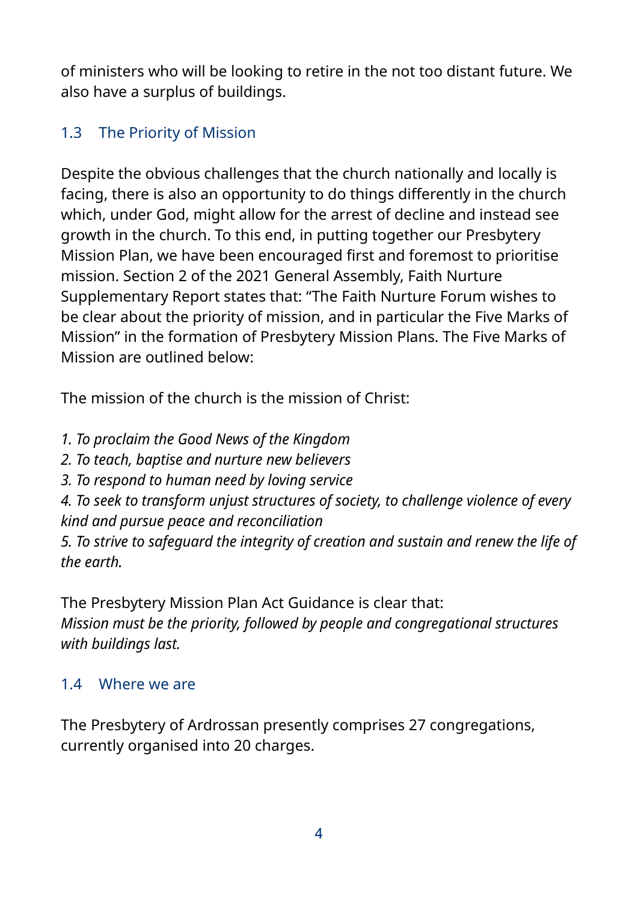of ministers who will be looking to retire in the not too distant future. We also have a surplus of buildings.

## 1.3 The Priority of Mission

Despite the obvious challenges that the church nationally and locally is facing, there is also an opportunity to do things differently in the church which, under God, might allow for the arrest of decline and instead see growth in the church. To this end, in putting together our Presbytery Mission Plan, we have been encouraged first and foremost to prioritise mission. Section 2 of the 2021 General Assembly, Faith Nurture Supplementary Report states that: "The Faith Nurture Forum wishes to be clear about the priority of mission, and in particular the Five Marks of Mission" in the formation of Presbytery Mission Plans. The Five Marks of Mission are outlined below:

The mission of the church is the mission of Christ:

*1. To proclaim the Good News of the Kingdom*
*2. To teach, baptise and nurture new believers*
*3. To respond to human need by loving service*
*4. To seek to transform unjust structures of society, to challenge violence of every kind and pursue peace and reconciliation*
*5. To strive to safeguard the integrity of creation and sustain and renew the life of the earth.*

The Presbytery Mission Plan Act Guidance is clear that:
*Mission must be the priority, followed by people and congregational structures with buildings last.*

## 1.4 Where we are

The Presbytery of Ardrossan presently comprises 27 congregations, currently organised into 20 charges.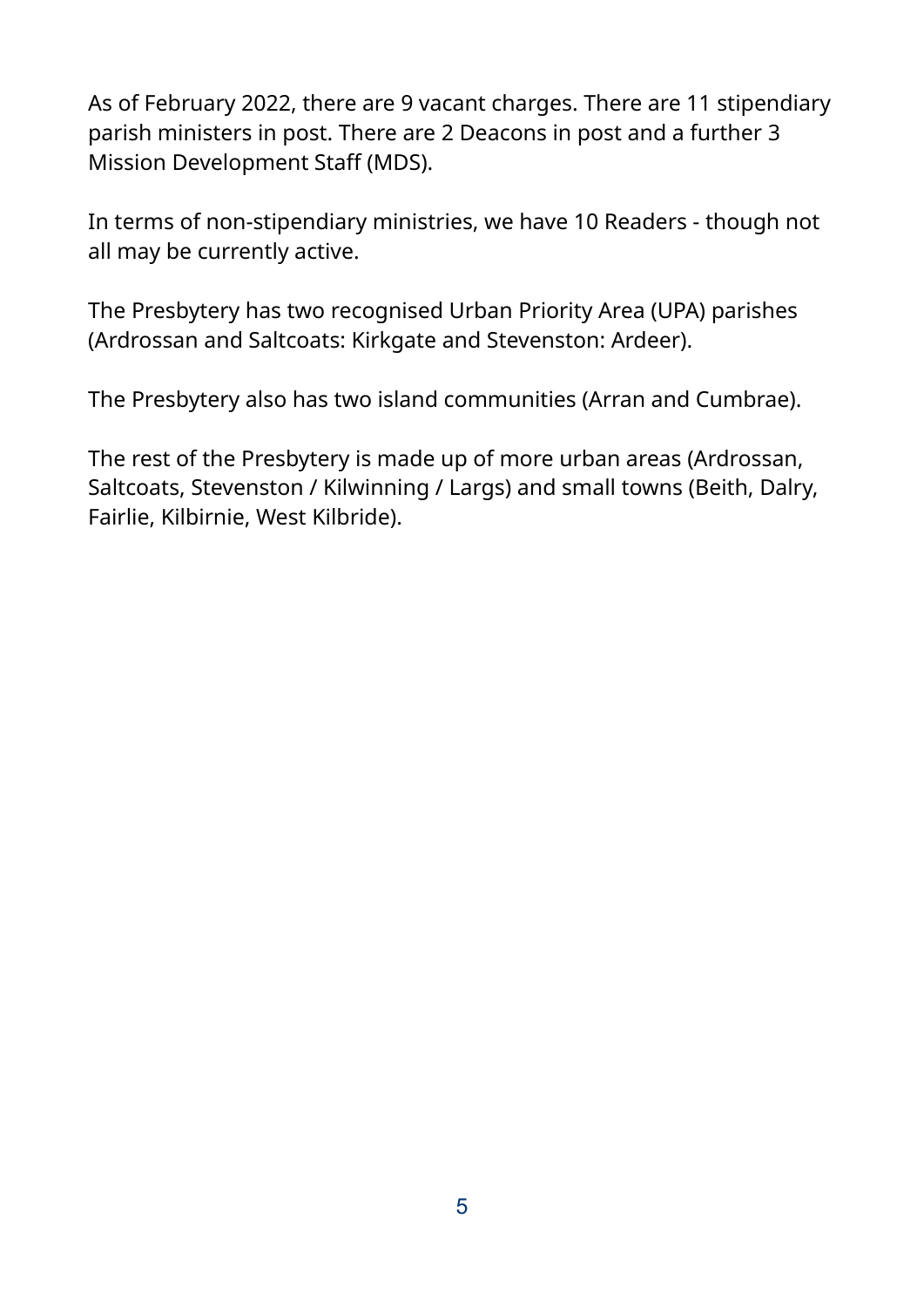As of February 2022, there are 9 vacant charges. There are 11 stipendiary parish ministers in post. There are 2 Deacons in post and a further 3 Mission Development Staff (MDS).

In terms of non-stipendiary ministries, we have 10 Readers - though not all may be currently active.

The Presbytery has two recognised Urban Priority Area (UPA) parishes (Ardrossan and Saltcoats: Kirkgate and Stevenston: Ardeer).

The Presbytery also has two island communities (Arran and Cumbrae).

The rest of the Presbytery is made up of more urban areas (Ardrossan, Saltcoats, Stevenston / Kilwinning / Largs) and small towns (Beith, Dalry, Fairlie, Kilbirnie, West Kilbride).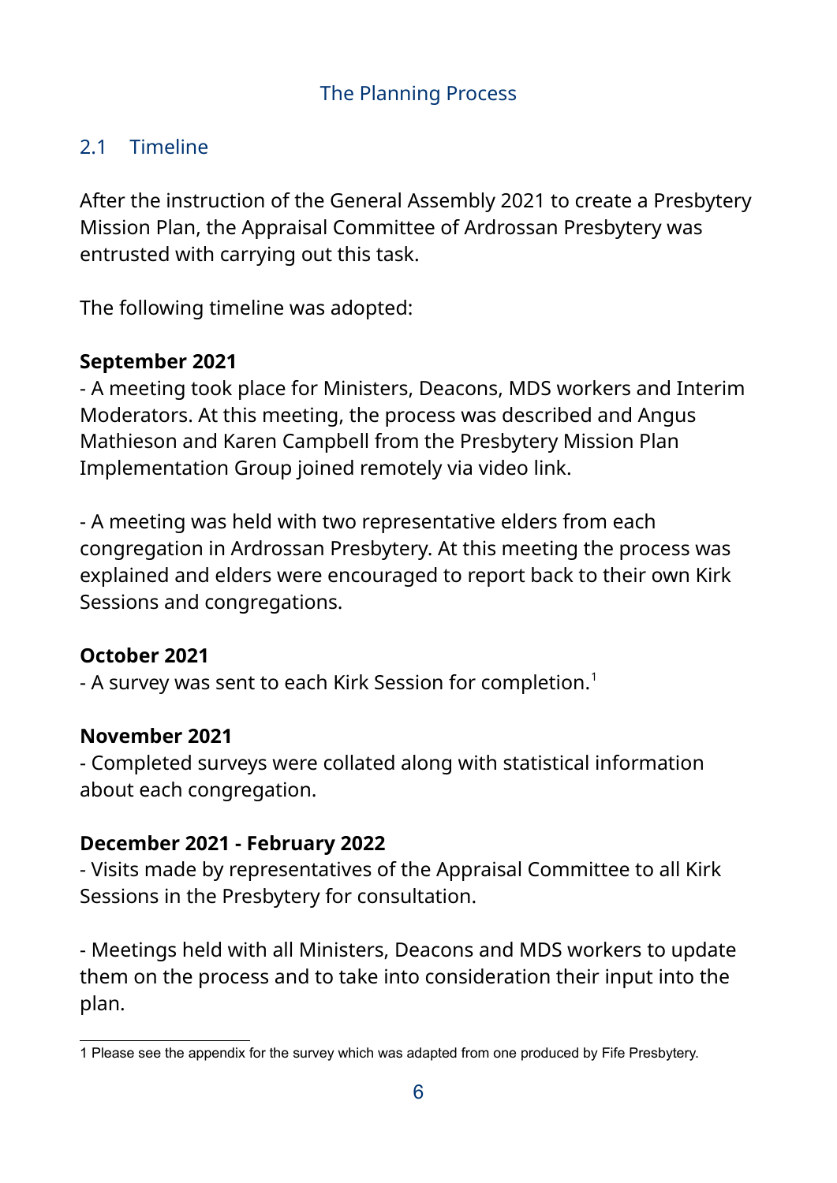# The Planning Process

## 2.1 Timeline

After the instruction of the General Assembly 2021 to create a Presbytery Mission Plan, the Appraisal Committee of Ardrossan Presbytery was entrusted with carrying out this task.

The following timeline was adopted:

**September 2021**

- A meeting took place for Ministers, Deacons, MDS workers and Interim Moderators. At this meeting, the process was described and Angus Mathieson and Karen Campbell from the Presbytery Mission Plan Implementation Group joined remotely via video link.

- A meeting was held with two representative elders from each congregation in Ardrossan Presbytery. At this meeting the process was explained and elders were encouraged to report back to their own Kirk Sessions and congregations.

**October 2021**

- A survey was sent to each Kirk Session for completion.[1]

**November 2021**

- Completed surveys were collated along with statistical information about each congregation.

**December 2021 - February 2022**

- Visits made by representatives of the Appraisal Committee to all Kirk Sessions in the Presbytery for consultation.

- Meetings held with all Ministers, Deacons and MDS workers to update them on the process and to take into consideration their input into the plan.

---

1 Please see the appendix for the survey which was adapted from one produced by Fife Presbytery.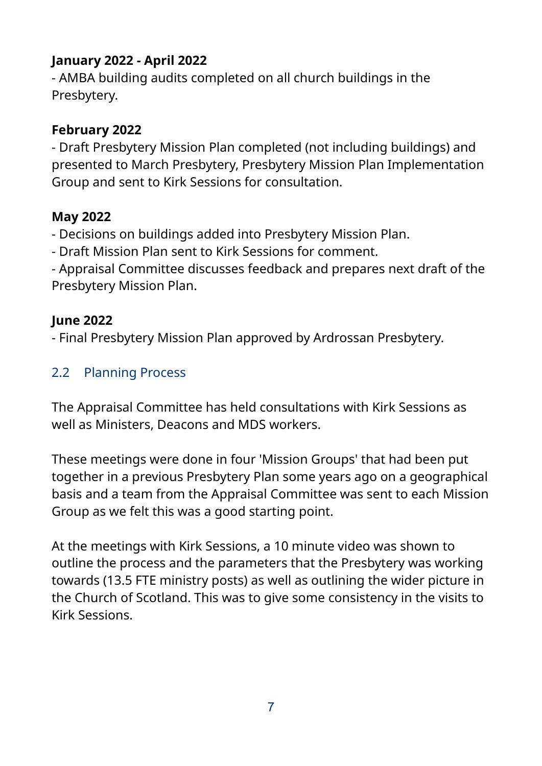**January 2022 - April 2022**
- AMBA building audits completed on all church buildings in the Presbytery.

**February 2022**
- Draft Presbytery Mission Plan completed (not including buildings) and presented to March Presbytery, Presbytery Mission Plan Implementation Group and sent to Kirk Sessions for consultation.

**May 2022**
- Decisions on buildings added into Presbytery Mission Plan.
- Draft Mission Plan sent to Kirk Sessions for comment.
- Appraisal Committee discusses feedback and prepares next draft of the Presbytery Mission Plan.

**June 2022**
- Final Presbytery Mission Plan approved by Ardrossan Presbytery.

## 2.2 Planning Process

The Appraisal Committee has held consultations with Kirk Sessions as well as Ministers, Deacons and MDS workers.

These meetings were done in four 'Mission Groups' that had been put together in a previous Presbytery Plan some years ago on a geographical basis and a team from the Appraisal Committee was sent to each Mission Group as we felt this was a good starting point.

At the meetings with Kirk Sessions, a 10 minute video was shown to outline the process and the parameters that the Presbytery was working towards (13.5 FTE ministry posts) as well as outlining the wider picture in the Church of Scotland. This was to give some consistency in the visits to Kirk Sessions.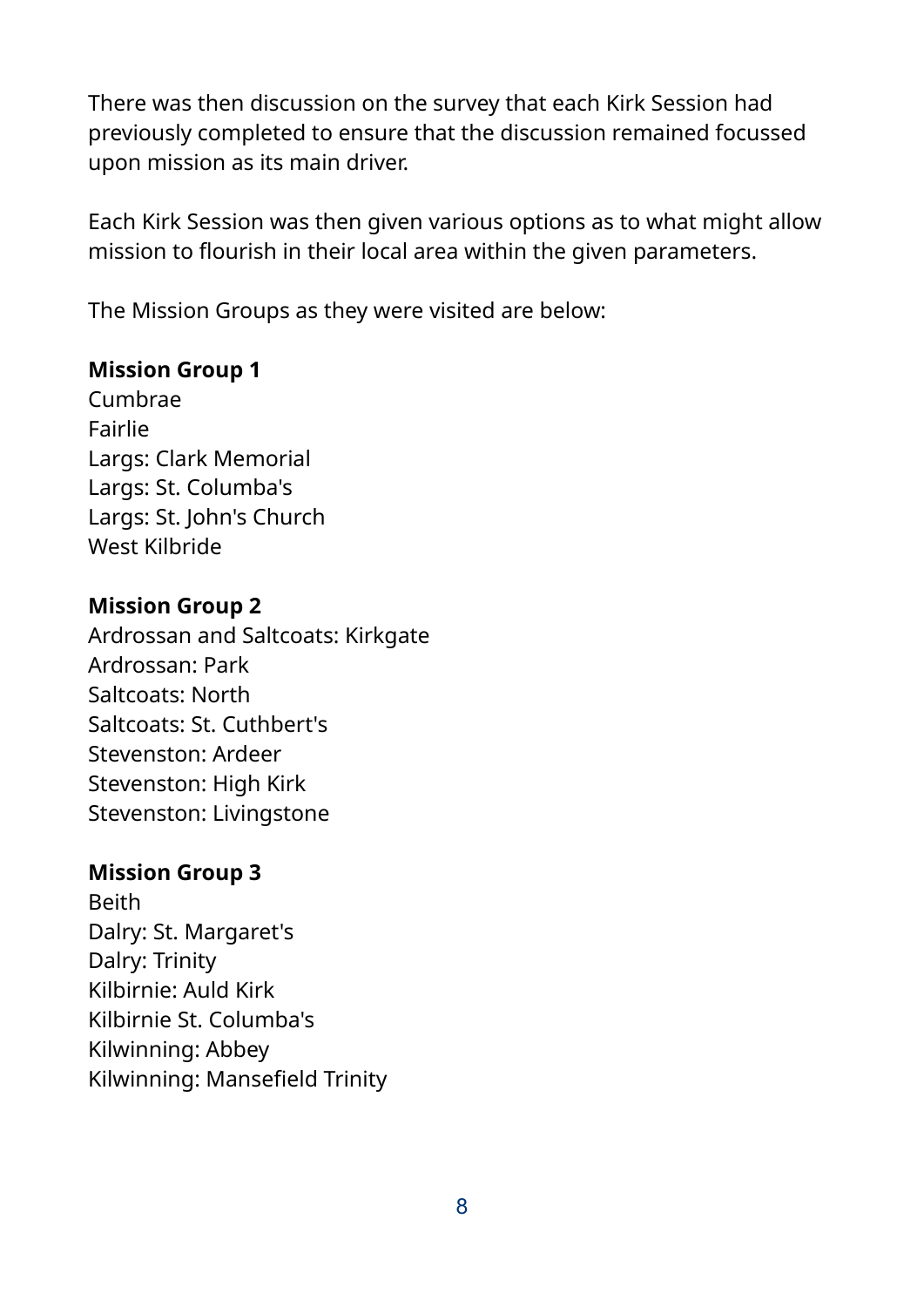There was then discussion on the survey that each Kirk Session had previously completed to ensure that the discussion remained focussed upon mission as its main driver.

Each Kirk Session was then given various options as to what might allow mission to flourish in their local area within the given parameters.

The Mission Groups as they were visited are below:

**Mission Group 1**
Cumbrae
Fairlie
Largs: Clark Memorial
Largs: St. Columba's
Largs: St. John's Church
West Kilbride

**Mission Group 2**
Ardrossan and Saltcoats: Kirkgate
Ardrossan: Park
Saltcoats: North
Saltcoats: St. Cuthbert's
Stevenston: Ardeer
Stevenston: High Kirk
Stevenston: Livingstone

**Mission Group 3**
Beith
Dalry: St. Margaret's
Dalry: Trinity
Kilbirnie: Auld Kirk
Kilbirnie St. Columba's
Kilwinning: Abbey
Kilwinning: Mansefield Trinity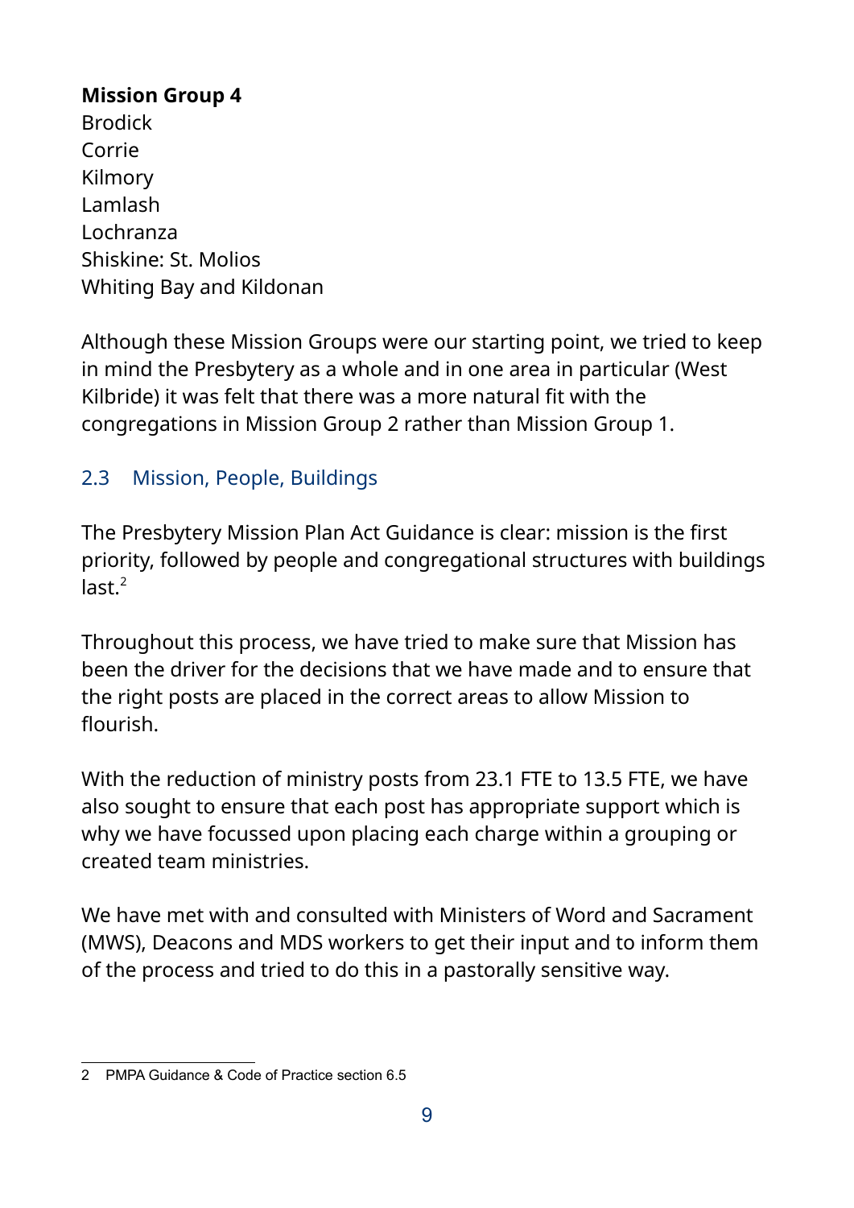**Mission Group 4**
Brodick
Corrie
Kilmory
Lamlash
Lochranza
Shiskine: St. Molios
Whiting Bay and Kildonan

Although these Mission Groups were our starting point, we tried to keep in mind the Presbytery as a whole and in one area in particular (West Kilbride) it was felt that there was a more natural fit with the congregations in Mission Group 2 rather than Mission Group 1.

### 2.3 Mission, People, Buildings

The Presbytery Mission Plan Act Guidance is clear: mission is the first priority, followed by people and congregational structures with buildings last.[2]

Throughout this process, we have tried to make sure that Mission has been the driver for the decisions that we have made and to ensure that the right posts are placed in the correct areas to allow Mission to flourish.

With the reduction of ministry posts from 23.1 FTE to 13.5 FTE, we have also sought to ensure that each post has appropriate support which is why we have focussed upon placing each charge within a grouping or created team ministries.

We have met with and consulted with Ministers of Word and Sacrament (MWS), Deacons and MDS workers to get their input and to inform them of the process and tried to do this in a pastorally sensitive way.

---

2 PMPA Guidance & Code of Practice section 6.5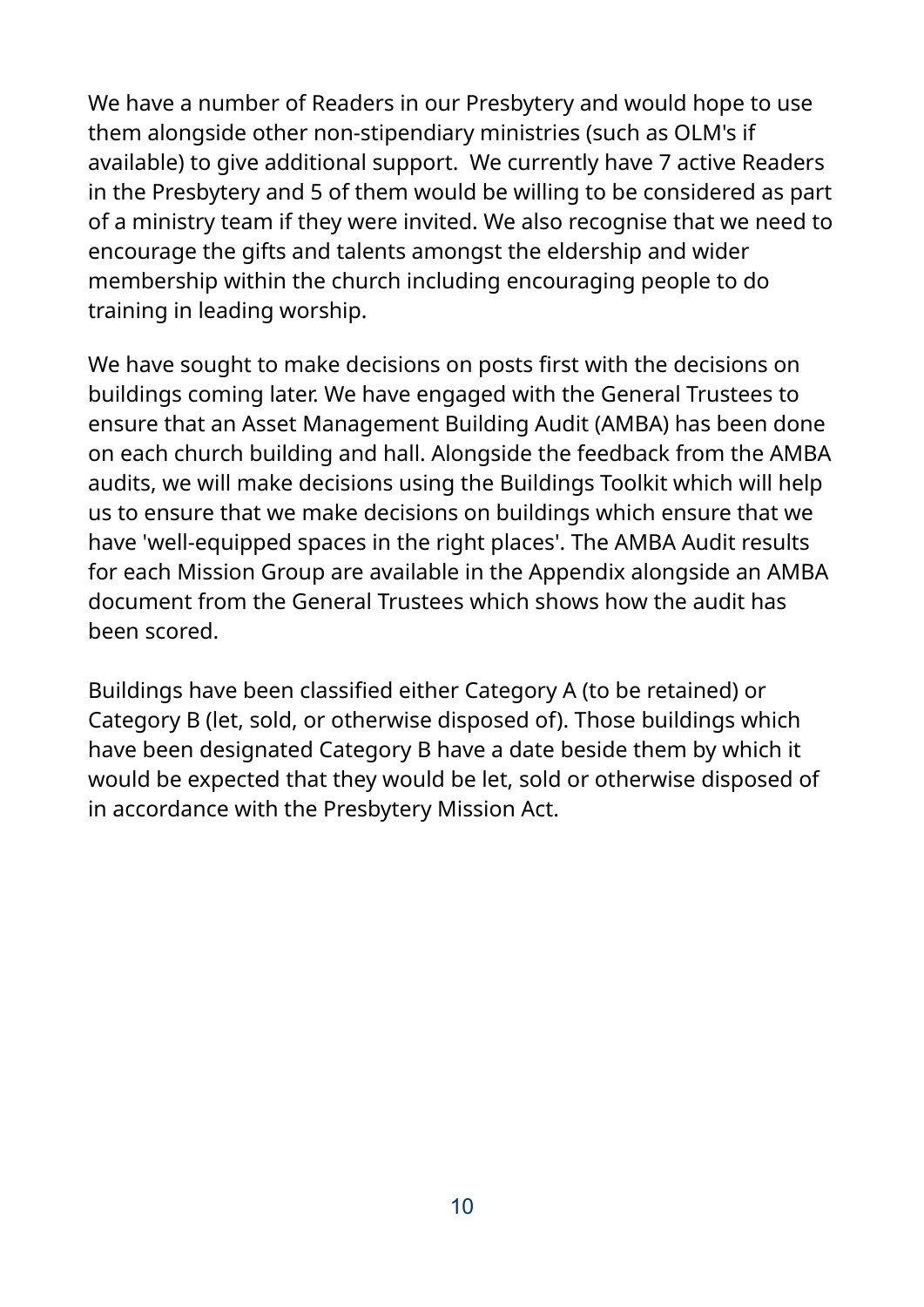We have a number of Readers in our Presbytery and would hope to use them alongside other non-stipendiary ministries (such as OLM's if available) to give additional support.  We currently have 7 active Readers in the Presbytery and 5 of them would be willing to be considered as part of a ministry team if they were invited. We also recognise that we need to encourage the gifts and talents amongst the eldership and wider membership within the church including encouraging people to do training in leading worship.

We have sought to make decisions on posts first with the decisions on buildings coming later. We have engaged with the General Trustees to ensure that an Asset Management Building Audit (AMBA) has been done on each church building and hall. Alongside the feedback from the AMBA audits, we will make decisions using the Buildings Toolkit which will help us to ensure that we make decisions on buildings which ensure that we have 'well-equipped spaces in the right places'. The AMBA Audit results for each Mission Group are available in the Appendix alongside an AMBA document from the General Trustees which shows how the audit has been scored.

Buildings have been classified either Category A (to be retained) or Category B (let, sold, or otherwise disposed of). Those buildings which have been designated Category B have a date beside them by which it would be expected that they would be let, sold or otherwise disposed of in accordance with the Presbytery Mission Act.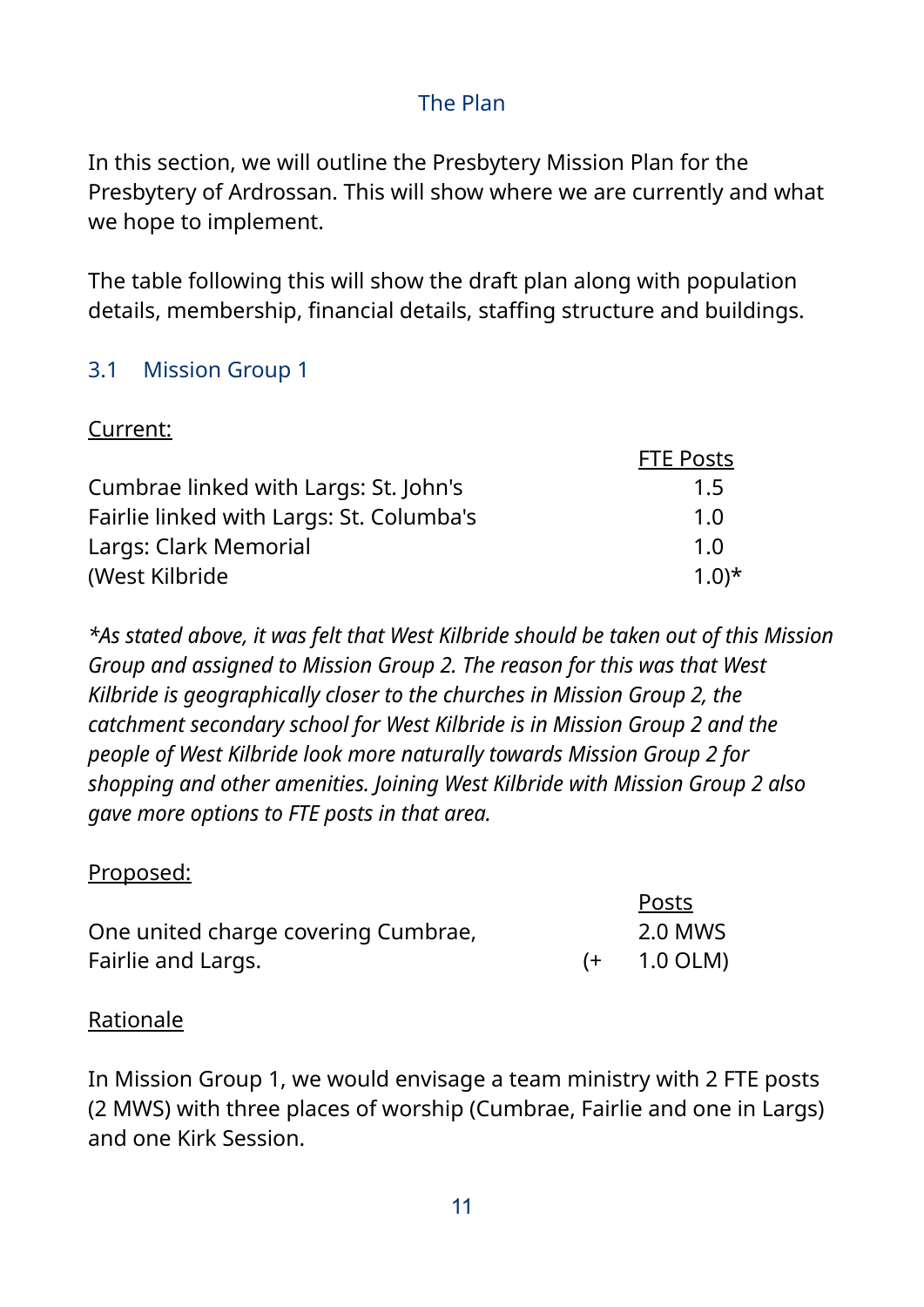## The Plan

In this section, we will outline the Presbytery Mission Plan for the Presbytery of Ardrossan. This will show where we are currently and what we hope to implement.

The table following this will show the draft plan along with population details, membership, financial details, staffing structure and buildings.

### 3.1 Mission Group 1

Current:

| | FTE Posts |
|---|---|
| Cumbrae linked with Largs: St. John's | 1.5 |
| Fairlie linked with Largs: St. Columba's | 1.0 |
| Largs: Clark Memorial | 1.0 |
| (West Kilbride | 1.0)* |

*\*As stated above, it was felt that West Kilbride should be taken out of this Mission Group and assigned to Mission Group 2. The reason for this was that West Kilbride is geographically closer to the churches in Mission Group 2, the catchment secondary school for West Kilbride is in Mission Group 2 and the people of West Kilbride look more naturally towards Mission Group 2 for shopping and other amenities. Joining West Kilbride with Mission Group 2 also gave more options to FTE posts in that area.*

Proposed:

| | | Posts |
|---|---|---|
| One united charge covering Cumbrae, | | 2.0 MWS |
| Fairlie and Largs. | (+ | 1.0 OLM) |

Rationale

In Mission Group 1, we would envisage a team ministry with 2 FTE posts (2 MWS) with three places of worship (Cumbrae, Fairlie and one in Largs) and one Kirk Session.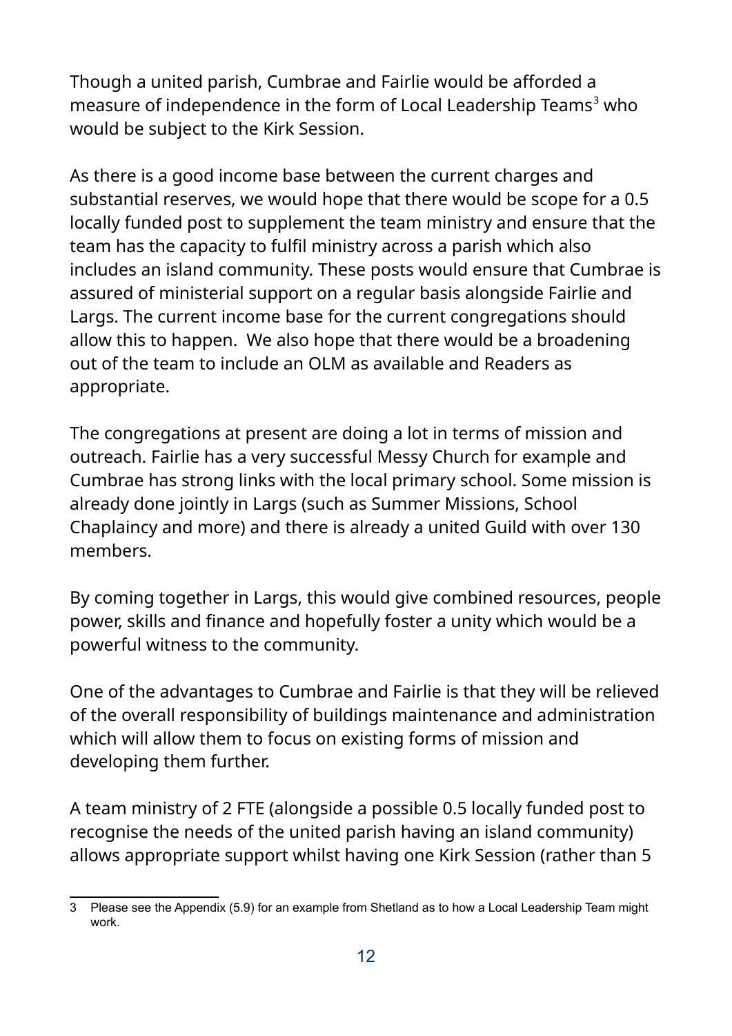Though a united parish, Cumbrae and Fairlie would be afforded a measure of independence in the form of Local Leadership Teams[3] who would be subject to the Kirk Session.

As there is a good income base between the current charges and substantial reserves, we would hope that there would be scope for a 0.5 locally funded post to supplement the team ministry and ensure that the team has the capacity to fulfil ministry across a parish which also includes an island community. These posts would ensure that Cumbrae is assured of ministerial support on a regular basis alongside Fairlie and Largs. The current income base for the current congregations should allow this to happen.  We also hope that there would be a broadening out of the team to include an OLM as available and Readers as appropriate.

The congregations at present are doing a lot in terms of mission and outreach. Fairlie has a very successful Messy Church for example and Cumbrae has strong links with the local primary school. Some mission is already done jointly in Largs (such as Summer Missions, School Chaplaincy and more) and there is already a united Guild with over 130 members.

By coming together in Largs, this would give combined resources, people power, skills and finance and hopefully foster a unity which would be a powerful witness to the community.

One of the advantages to Cumbrae and Fairlie is that they will be relieved of the overall responsibility of buildings maintenance and administration which will allow them to focus on existing forms of mission and developing them further.

A team ministry of 2 FTE (alongside a possible 0.5 locally funded post to recognise the needs of the united parish having an island community) allows appropriate support whilst having one Kirk Session (rather than 5

---

3 Please see the Appendix (5.9) for an example from Shetland as to how a Local Leadership Team might work.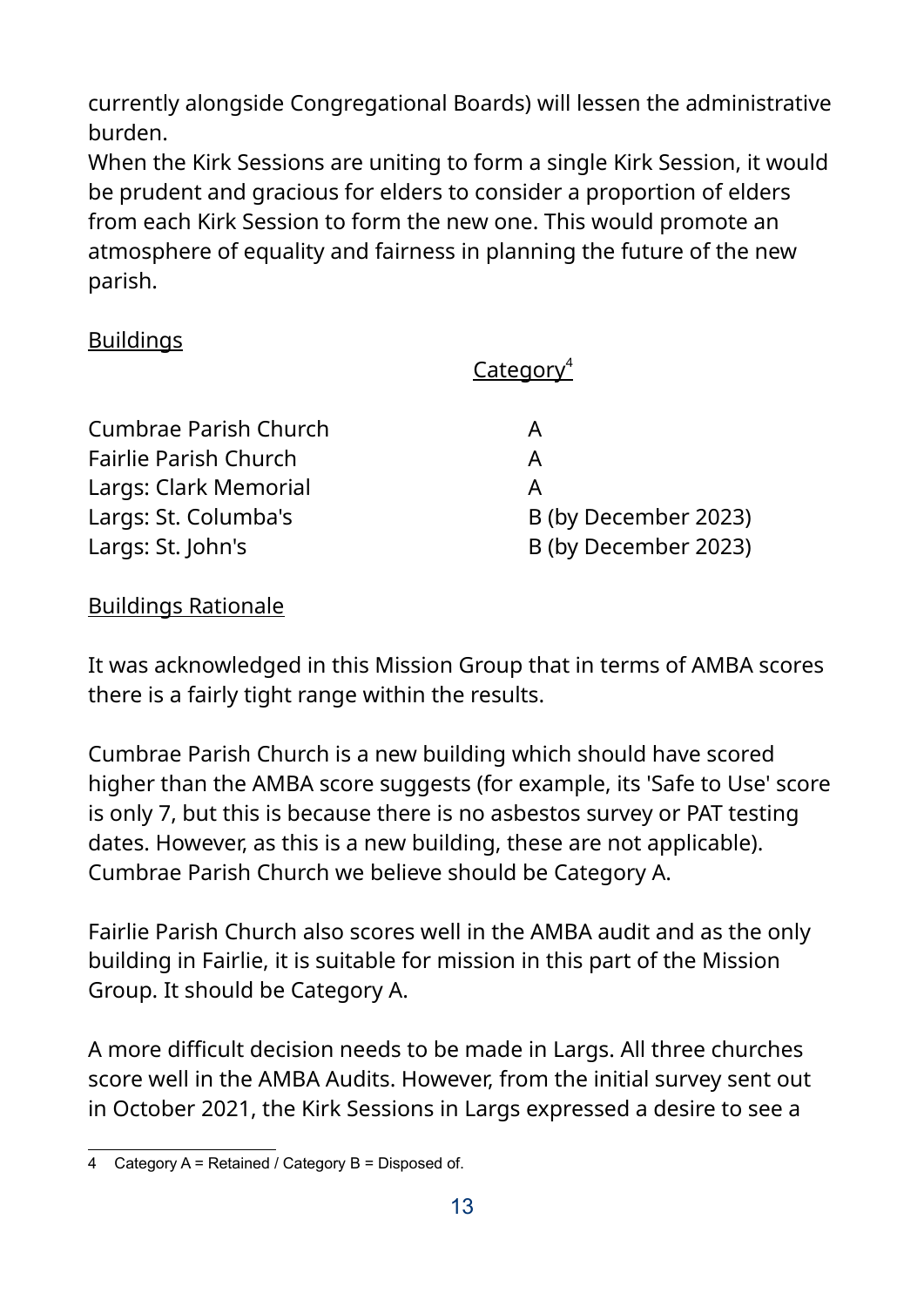currently alongside Congregational Boards) will lessen the administrative burden.

When the Kirk Sessions are uniting to form a single Kirk Session, it would be prudent and gracious for elders to consider a proportion of elders from each Kirk Session to form the new one. This would promote an atmosphere of equality and fairness in planning the future of the new parish.

<u>Buildings</u>

| | <u>Category</u>[4] |
|---|---|
| Cumbrae Parish Church | A |
| Fairlie Parish Church | A |
| Largs: Clark Memorial | A |
| Largs: St. Columba's | B (by December 2023) |
| Largs: St. John's | B (by December 2023) |

<u>Buildings Rationale</u>

It was acknowledged in this Mission Group that in terms of AMBA scores there is a fairly tight range within the results.

Cumbrae Parish Church is a new building which should have scored higher than the AMBA score suggests (for example, its 'Safe to Use' score is only 7, but this is because there is no asbestos survey or PAT testing dates. However, as this is a new building, these are not applicable). Cumbrae Parish Church we believe should be Category A.

Fairlie Parish Church also scores well in the AMBA audit and as the only building in Fairlie, it is suitable for mission in this part of the Mission Group. It should be Category A.

A more difficult decision needs to be made in Largs. All three churches score well in the AMBA Audits. However, from the initial survey sent out in October 2021, the Kirk Sessions in Largs expressed a desire to see a

---

4 Category A = Retained / Category B = Disposed of.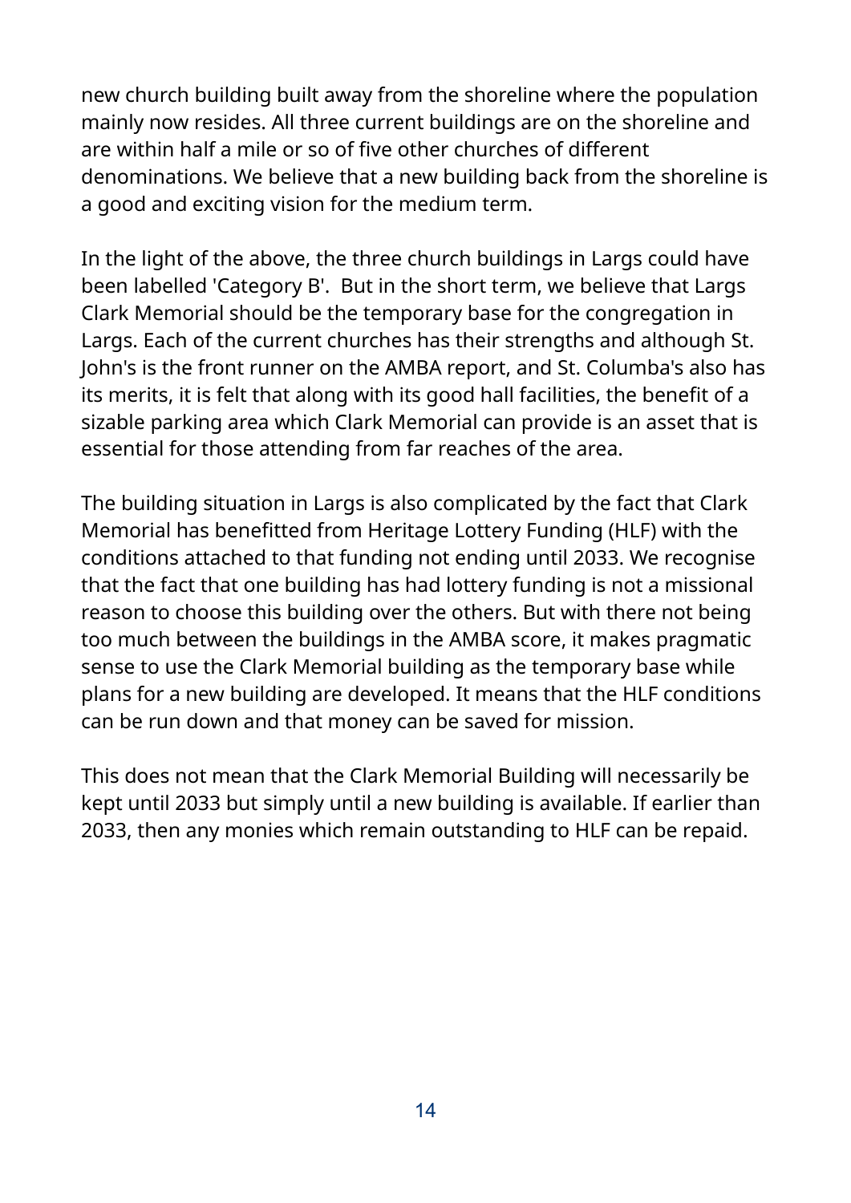new church building built away from the shoreline where the population mainly now resides. All three current buildings are on the shoreline and are within half a mile or so of five other churches of different denominations. We believe that a new building back from the shoreline is a good and exciting vision for the medium term.

In the light of the above, the three church buildings in Largs could have been labelled 'Category B'.  But in the short term, we believe that Largs Clark Memorial should be the temporary base for the congregation in Largs. Each of the current churches has their strengths and although St. John's is the front runner on the AMBA report, and St. Columba's also has its merits, it is felt that along with its good hall facilities, the benefit of a sizable parking area which Clark Memorial can provide is an asset that is essential for those attending from far reaches of the area.

The building situation in Largs is also complicated by the fact that Clark Memorial has benefitted from Heritage Lottery Funding (HLF) with the conditions attached to that funding not ending until 2033. We recognise that the fact that one building has had lottery funding is not a missional reason to choose this building over the others. But with there not being too much between the buildings in the AMBA score, it makes pragmatic sense to use the Clark Memorial building as the temporary base while plans for a new building are developed. It means that the HLF conditions can be run down and that money can be saved for mission.

This does not mean that the Clark Memorial Building will necessarily be kept until 2033 but simply until a new building is available. If earlier than 2033, then any monies which remain outstanding to HLF can be repaid.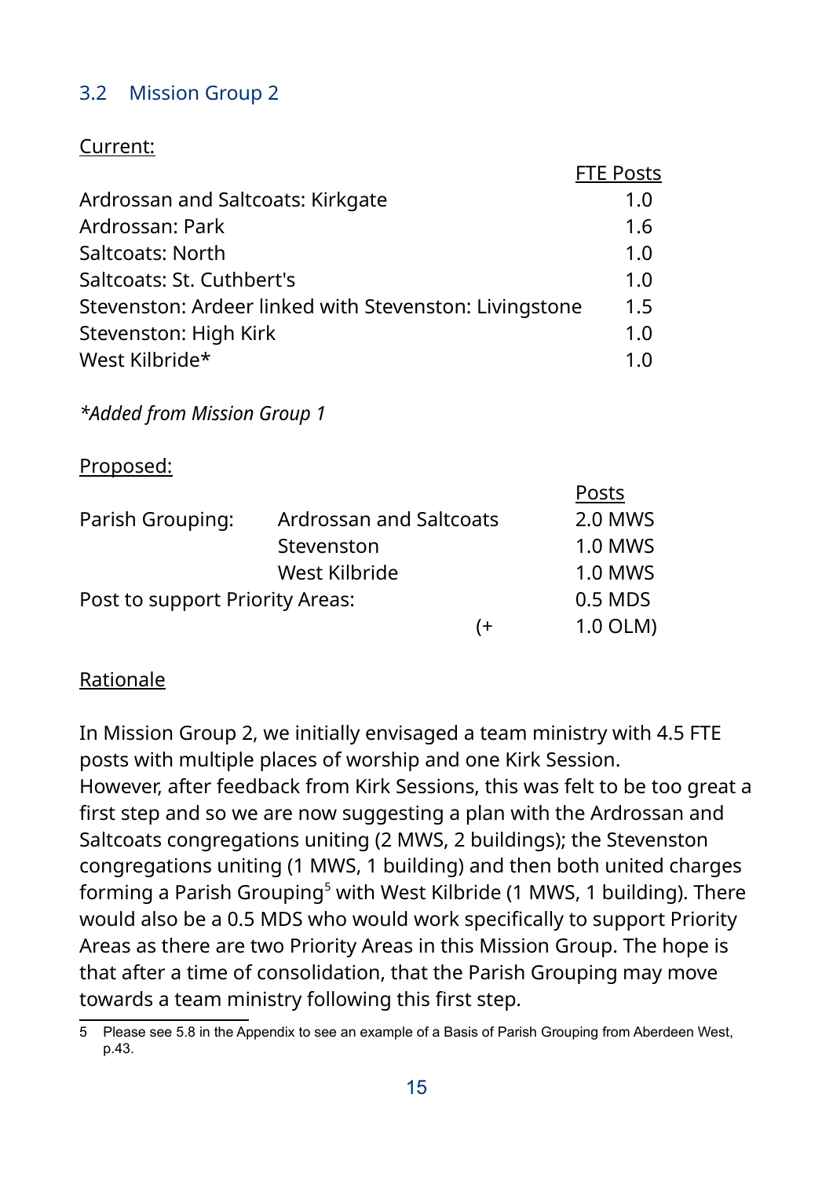## 3.2 Mission Group 2

Current:

| | FTE Posts |
|---|---|
| Ardrossan and Saltcoats: Kirkgate | 1.0 |
| Ardrossan: Park | 1.6 |
| Saltcoats: North | 1.0 |
| Saltcoats: St. Cuthbert's | 1.0 |
| Stevenston: Ardeer linked with Stevenston: Livingstone | 1.5 |
| Stevenston: High Kirk | 1.0 |
| West Kilbride* | 1.0 |

*\*Added from Mission Group 1*

Proposed:

| | | Posts |
|---|---|---|
| Parish Grouping: | Ardrossan and Saltcoats | 2.0 MWS |
| | Stevenston | 1.0 MWS |
| | West Kilbride | 1.0 MWS |
| Post to support Priority Areas: | | 0.5 MDS |
| | (+ | 1.0 OLM) |

Rationale

In Mission Group 2, we initially envisaged a team ministry with 4.5 FTE posts with multiple places of worship and one Kirk Session.
However, after feedback from Kirk Sessions, this was felt to be too great a first step and so we are now suggesting a plan with the Ardrossan and Saltcoats congregations uniting (2 MWS, 2 buildings); the Stevenston congregations uniting (1 MWS, 1 building) and then both united charges forming a Parish Grouping[5] with West Kilbride (1 MWS, 1 building). There would also be a 0.5 MDS who would work specifically to support Priority Areas as there are two Priority Areas in this Mission Group. The hope is that after a time of consolidation, that the Parish Grouping may move towards a team ministry following this first step.

5 Please see 5.8 in the Appendix to see an example of a Basis of Parish Grouping from Aberdeen West, p.43.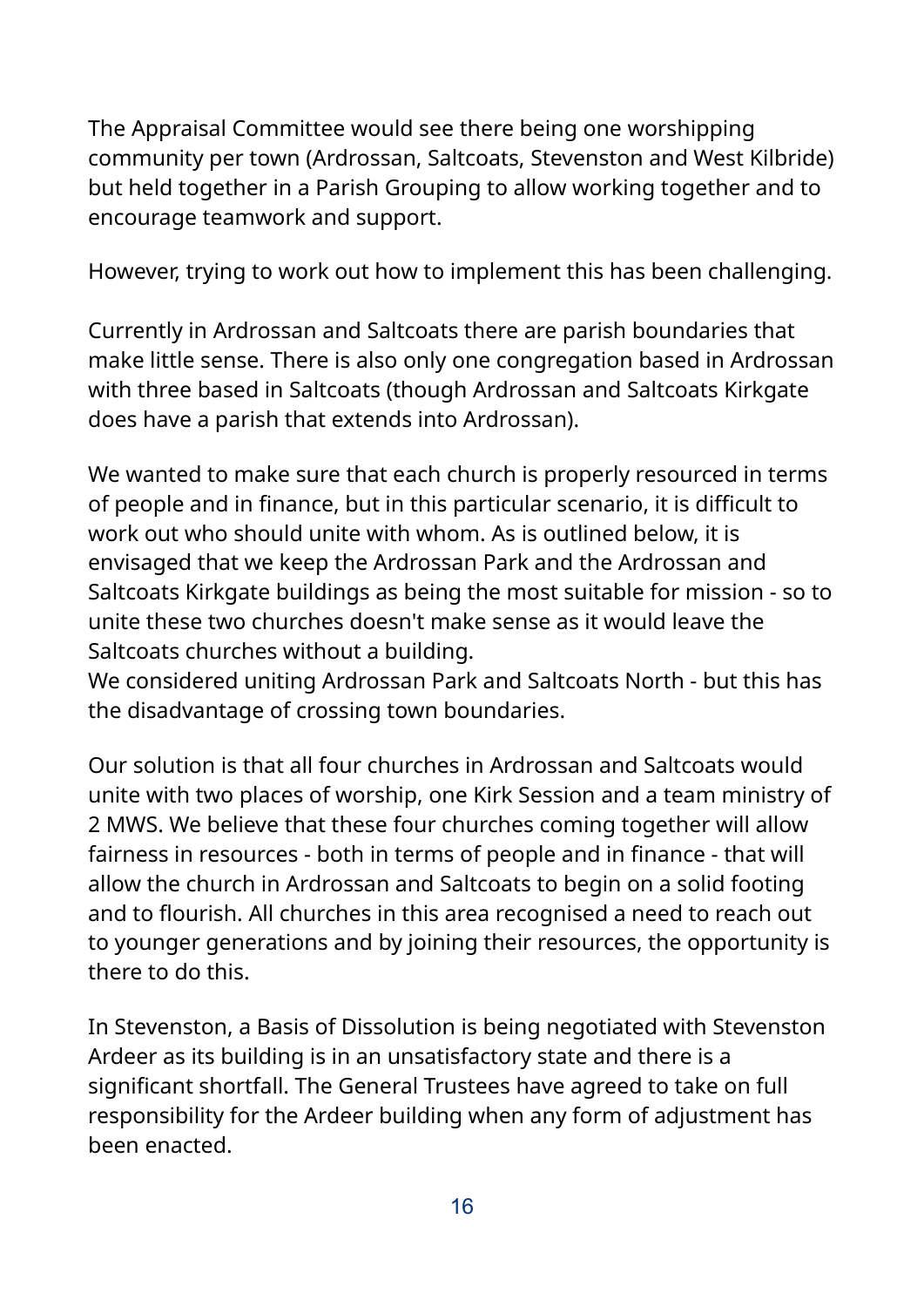The Appraisal Committee would see there being one worshipping community per town (Ardrossan, Saltcoats, Stevenston and West Kilbride) but held together in a Parish Grouping to allow working together and to encourage teamwork and support.

However, trying to work out how to implement this has been challenging.

Currently in Ardrossan and Saltcoats there are parish boundaries that make little sense. There is also only one congregation based in Ardrossan with three based in Saltcoats (though Ardrossan and Saltcoats Kirkgate does have a parish that extends into Ardrossan).

We wanted to make sure that each church is properly resourced in terms of people and in finance, but in this particular scenario, it is difficult to work out who should unite with whom. As is outlined below, it is envisaged that we keep the Ardrossan Park and the Ardrossan and Saltcoats Kirkgate buildings as being the most suitable for mission - so to unite these two churches doesn't make sense as it would leave the Saltcoats churches without a building.
We considered uniting Ardrossan Park and Saltcoats North - but this has the disadvantage of crossing town boundaries.

Our solution is that all four churches in Ardrossan and Saltcoats would unite with two places of worship, one Kirk Session and a team ministry of 2 MWS. We believe that these four churches coming together will allow fairness in resources - both in terms of people and in finance - that will allow the church in Ardrossan and Saltcoats to begin on a solid footing and to flourish. All churches in this area recognised a need to reach out to younger generations and by joining their resources, the opportunity is there to do this.

In Stevenston, a Basis of Dissolution is being negotiated with Stevenston Ardeer as its building is in an unsatisfactory state and there is a significant shortfall. The General Trustees have agreed to take on full responsibility for the Ardeer building when any form of adjustment has been enacted.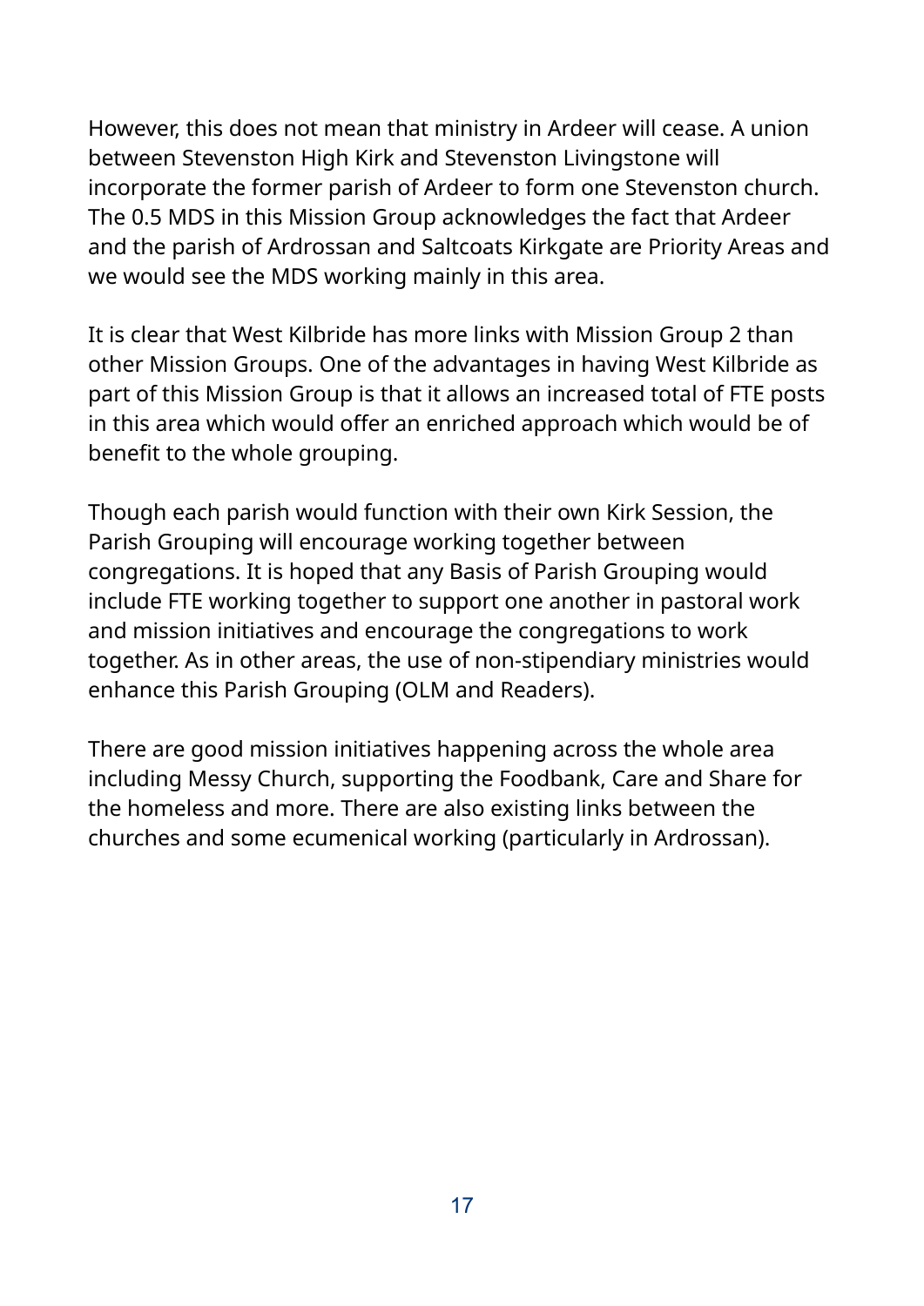However, this does not mean that ministry in Ardeer will cease. A union between Stevenston High Kirk and Stevenston Livingstone will incorporate the former parish of Ardeer to form one Stevenston church. The 0.5 MDS in this Mission Group acknowledges the fact that Ardeer and the parish of Ardrossan and Saltcoats Kirkgate are Priority Areas and we would see the MDS working mainly in this area.

It is clear that West Kilbride has more links with Mission Group 2 than other Mission Groups. One of the advantages in having West Kilbride as part of this Mission Group is that it allows an increased total of FTE posts in this area which would offer an enriched approach which would be of benefit to the whole grouping.

Though each parish would function with their own Kirk Session, the Parish Grouping will encourage working together between congregations. It is hoped that any Basis of Parish Grouping would include FTE working together to support one another in pastoral work and mission initiatives and encourage the congregations to work together. As in other areas, the use of non-stipendiary ministries would enhance this Parish Grouping (OLM and Readers).

There are good mission initiatives happening across the whole area including Messy Church, supporting the Foodbank, Care and Share for the homeless and more. There are also existing links between the churches and some ecumenical working (particularly in Ardrossan).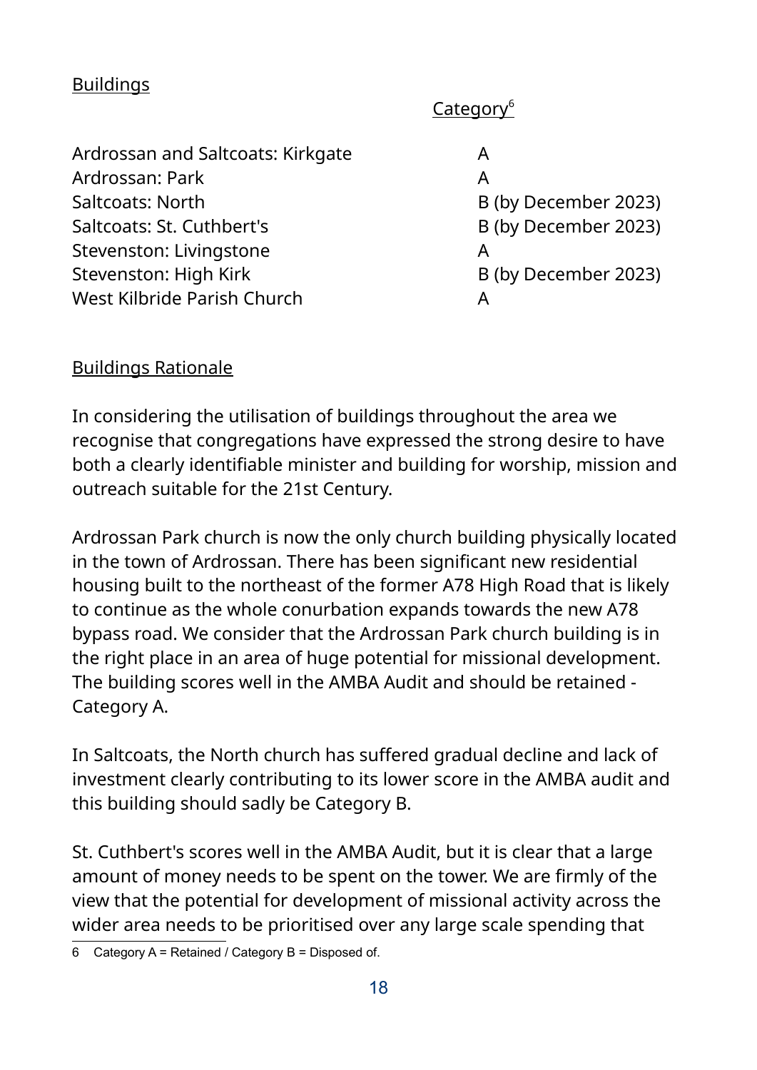Buildings

| | Category[6] |
|---|---|
| Ardrossan and Saltcoats: Kirkgate | A |
| Ardrossan: Park | A |
| Saltcoats: North | B (by December 2023) |
| Saltcoats: St. Cuthbert's | B (by December 2023) |
| Stevenston: Livingstone | A |
| Stevenston: High Kirk | B (by December 2023) |
| West Kilbride Parish Church | A |

Buildings Rationale

In considering the utilisation of buildings throughout the area we recognise that congregations have expressed the strong desire to have both a clearly identifiable minister and building for worship, mission and outreach suitable for the 21st Century.

Ardrossan Park church is now the only church building physically located in the town of Ardrossan. There has been significant new residential housing built to the northeast of the former A78 High Road that is likely to continue as the whole conurbation expands towards the new A78 bypass road. We consider that the Ardrossan Park church building is in the right place in an area of huge potential for missional development. The building scores well in the AMBA Audit and should be retained - Category A.

In Saltcoats, the North church has suffered gradual decline and lack of investment clearly contributing to its lower score in the AMBA audit and this building should sadly be Category B.

St. Cuthbert's scores well in the AMBA Audit, but it is clear that a large amount of money needs to be spent on the tower. We are firmly of the view that the potential for development of missional activity across the wider area needs to be prioritised over any large scale spending that

6 Category A = Retained / Category B = Disposed of.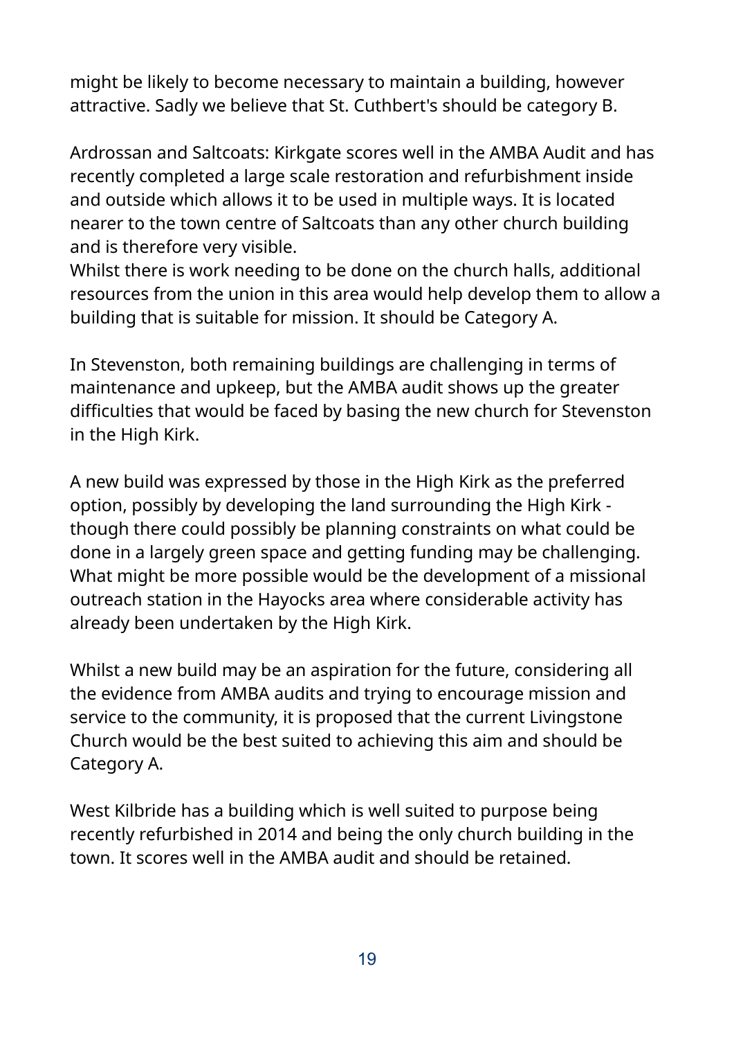might be likely to become necessary to maintain a building, however attractive. Sadly we believe that St. Cuthbert's should be category B.

Ardrossan and Saltcoats: Kirkgate scores well in the AMBA Audit and has recently completed a large scale restoration and refurbishment inside and outside which allows it to be used in multiple ways. It is located nearer to the town centre of Saltcoats than any other church building and is therefore very visible.
Whilst there is work needing to be done on the church halls, additional resources from the union in this area would help develop them to allow a building that is suitable for mission. It should be Category A.

In Stevenston, both remaining buildings are challenging in terms of maintenance and upkeep, but the AMBA audit shows up the greater difficulties that would be faced by basing the new church for Stevenston in the High Kirk.

A new build was expressed by those in the High Kirk as the preferred option, possibly by developing the land surrounding the High Kirk - though there could possibly be planning constraints on what could be done in a largely green space and getting funding may be challenging. What might be more possible would be the development of a missional outreach station in the Hayocks area where considerable activity has already been undertaken by the High Kirk.

Whilst a new build may be an aspiration for the future, considering all the evidence from AMBA audits and trying to encourage mission and service to the community, it is proposed that the current Livingstone Church would be the best suited to achieving this aim and should be Category A.

West Kilbride has a building which is well suited to purpose being recently refurbished in 2014 and being the only church building in the town. It scores well in the AMBA audit and should be retained.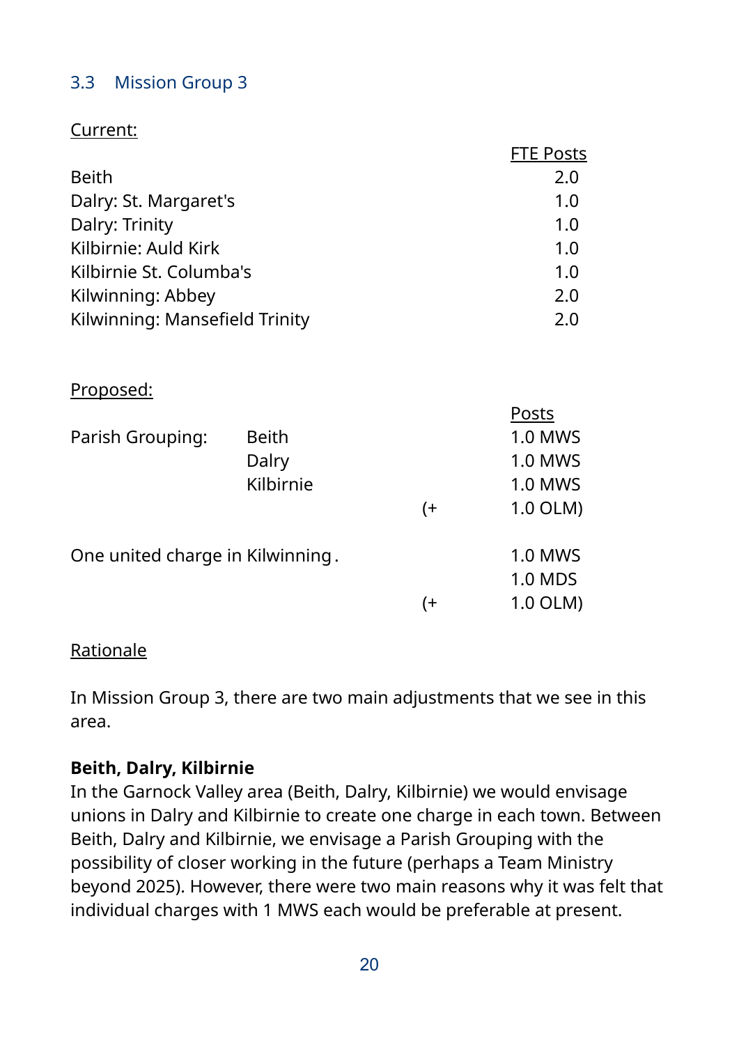### 3.3 Mission Group 3

Current:

| | FTE Posts |
|---|---|
| Beith | 2.0 |
| Dalry: St. Margaret's | 1.0 |
| Dalry: Trinity | 1.0 |
| Kilbirnie: Auld Kirk | 1.0 |
| Kilbirnie St. Columba's | 1.0 |
| Kilwinning: Abbey | 2.0 |
| Kilwinning: Mansefield Trinity | 2.0 |

Proposed:

| | | | Posts |
|---|---|---|---|
| Parish Grouping: | Beith | | 1.0 MWS |
| | Dalry | | 1.0 MWS |
| | Kilbirnie | | 1.0 MWS |
| | | (+ | 1.0 OLM) |
| One united charge in Kilwinning. | | | 1.0 MWS |
| | | | 1.0 MDS |
| | | (+ | 1.0 OLM) |

Rationale

In Mission Group 3, there are two main adjustments that we see in this area.

**Beith, Dalry, Kilbirnie**

In the Garnock Valley area (Beith, Dalry, Kilbirnie) we would envisage unions in Dalry and Kilbirnie to create one charge in each town. Between Beith, Dalry and Kilbirnie, we envisage a Parish Grouping with the possibility of closer working in the future (perhaps a Team Ministry beyond 2025). However, there were two main reasons why it was felt that individual charges with 1 MWS each would be preferable at present.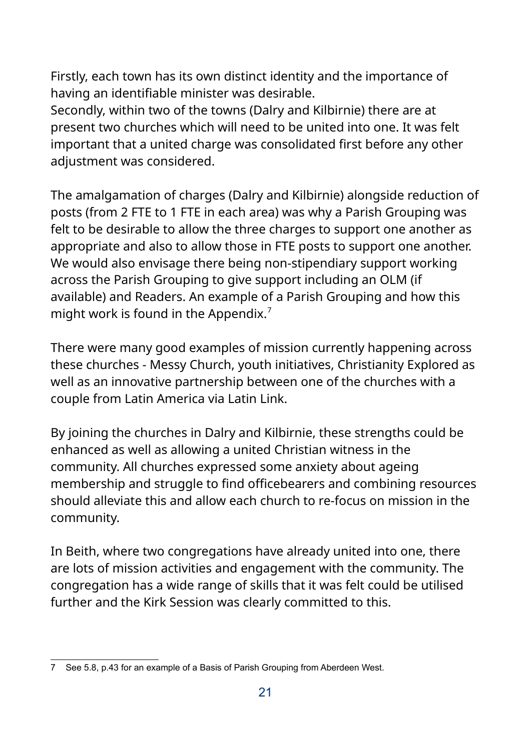Firstly, each town has its own distinct identity and the importance of having an identifiable minister was desirable.
Secondly, within two of the towns (Dalry and Kilbirnie) there are at present two churches which will need to be united into one. It was felt important that a united charge was consolidated first before any other adjustment was considered.

The amalgamation of charges (Dalry and Kilbirnie) alongside reduction of posts (from 2 FTE to 1 FTE in each area) was why a Parish Grouping was felt to be desirable to allow the three charges to support one another as appropriate and also to allow those in FTE posts to support one another. We would also envisage there being non-stipendiary support working across the Parish Grouping to give support including an OLM (if available) and Readers. An example of a Parish Grouping and how this might work is found in the Appendix.[7]

There were many good examples of mission currently happening across these churches - Messy Church, youth initiatives, Christianity Explored as well as an innovative partnership between one of the churches with a couple from Latin America via Latin Link.

By joining the churches in Dalry and Kilbirnie, these strengths could be enhanced as well as allowing a united Christian witness in the community. All churches expressed some anxiety about ageing membership and struggle to find officebearers and combining resources should alleviate this and allow each church to re-focus on mission in the community.

In Beith, where two congregations have already united into one, there are lots of mission activities and engagement with the community. The congregation has a wide range of skills that it was felt could be utilised further and the Kirk Session was clearly committed to this.

---

7 See 5.8, p.43 for an example of a Basis of Parish Grouping from Aberdeen West.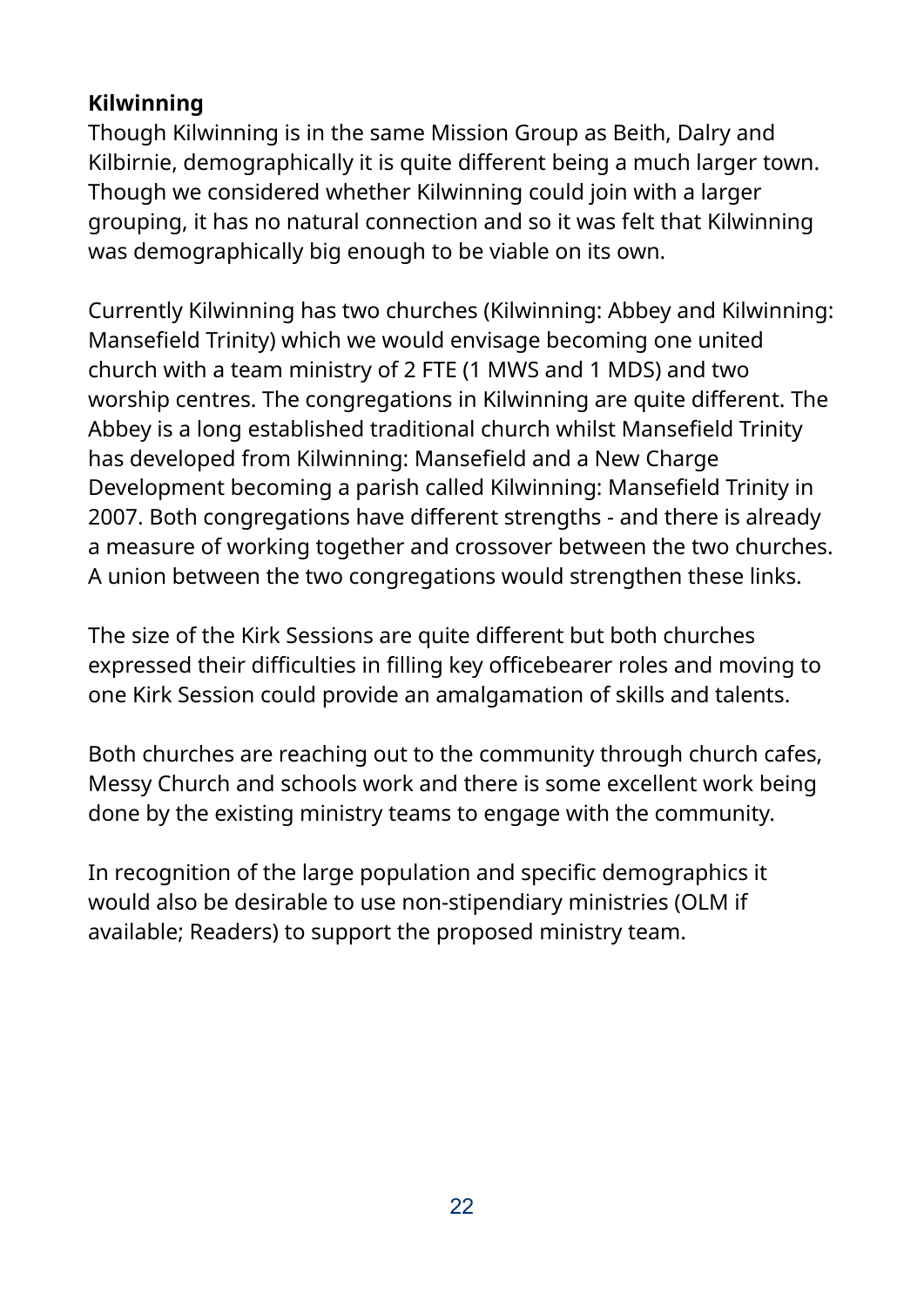**Kilwinning**

Though Kilwinning is in the same Mission Group as Beith, Dalry and Kilbirnie, demographically it is quite different being a much larger town. Though we considered whether Kilwinning could join with a larger grouping, it has no natural connection and so it was felt that Kilwinning was demographically big enough to be viable on its own.

Currently Kilwinning has two churches (Kilwinning: Abbey and Kilwinning: Mansefield Trinity) which we would envisage becoming one united church with a team ministry of 2 FTE (1 MWS and 1 MDS) and two worship centres. The congregations in Kilwinning are quite different. The Abbey is a long established traditional church whilst Mansefield Trinity has developed from Kilwinning: Mansefield and a New Charge Development becoming a parish called Kilwinning: Mansefield Trinity in 2007. Both congregations have different strengths - and there is already a measure of working together and crossover between the two churches. A union between the two congregations would strengthen these links.

The size of the Kirk Sessions are quite different but both churches expressed their difficulties in filling key officebearer roles and moving to one Kirk Session could provide an amalgamation of skills and talents.

Both churches are reaching out to the community through church cafes, Messy Church and schools work and there is some excellent work being done by the existing ministry teams to engage with the community.

In recognition of the large population and specific demographics it would also be desirable to use non-stipendiary ministries (OLM if available; Readers) to support the proposed ministry team.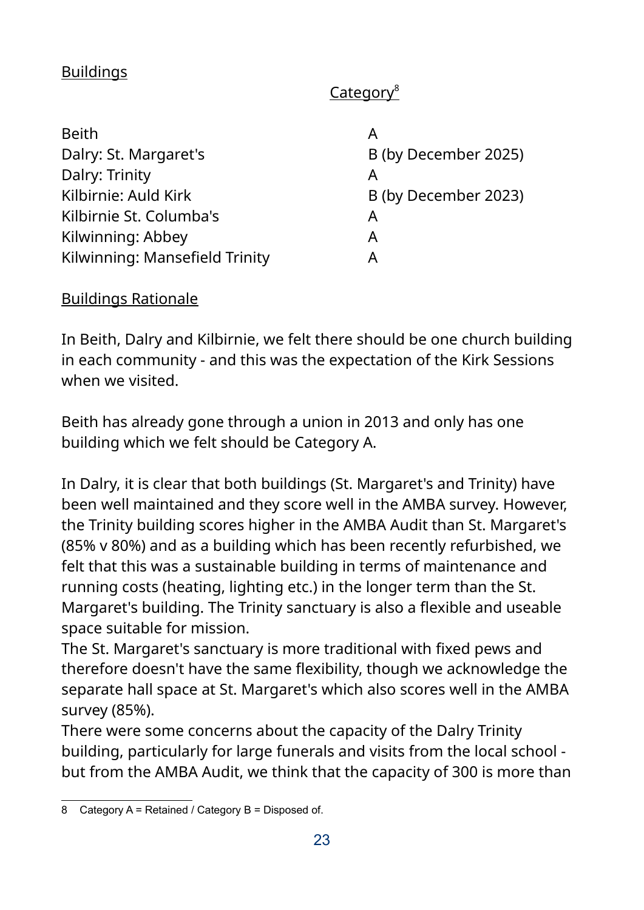Buildings

| | Category[8] |
|---|---|
| Beith | A |
| Dalry: St. Margaret's | B (by December 2025) |
| Dalry: Trinity | A |
| Kilbirnie: Auld Kirk | B (by December 2023) |
| Kilbirnie St. Columba's | A |
| Kilwinning: Abbey | A |
| Kilwinning: Mansefield Trinity | A |

Buildings Rationale

In Beith, Dalry and Kilbirnie, we felt there should be one church building in each community - and this was the expectation of the Kirk Sessions when we visited.

Beith has already gone through a union in 2013 and only has one building which we felt should be Category A.

In Dalry, it is clear that both buildings (St. Margaret's and Trinity) have been well maintained and they score well in the AMBA survey. However, the Trinity building scores higher in the AMBA Audit than St. Margaret's (85% v 80%) and as a building which has been recently refurbished, we felt that this was a sustainable building in terms of maintenance and running costs (heating, lighting etc.) in the longer term than the St. Margaret's building. The Trinity sanctuary is also a flexible and useable space suitable for mission.
The St. Margaret's sanctuary is more traditional with fixed pews and therefore doesn't have the same flexibility, though we acknowledge the separate hall space at St. Margaret's which also scores well in the AMBA survey (85%).
There were some concerns about the capacity of the Dalry Trinity building, particularly for large funerals and visits from the local school - but from the AMBA Audit, we think that the capacity of 300 is more than

8 Category A = Retained / Category B = Disposed of.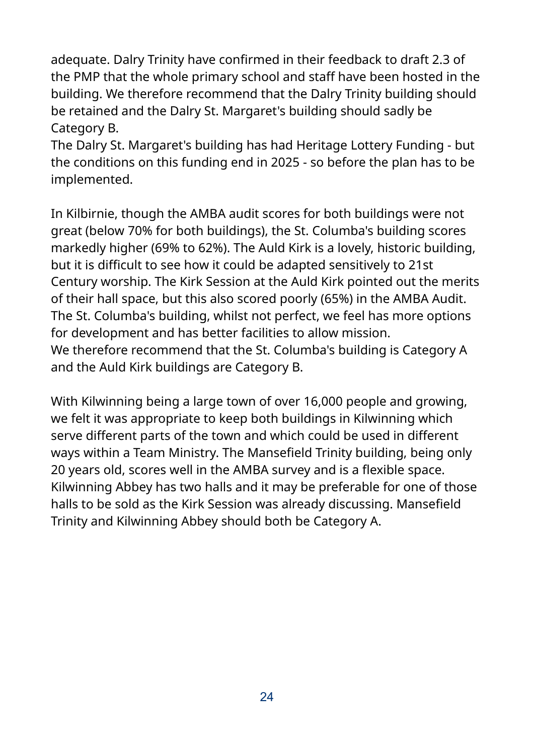adequate. Dalry Trinity have confirmed in their feedback to draft 2.3 of the PMP that the whole primary school and staff have been hosted in the building. We therefore recommend that the Dalry Trinity building should be retained and the Dalry St. Margaret's building should sadly be Category B.
The Dalry St. Margaret's building has had Heritage Lottery Funding - but the conditions on this funding end in 2025 - so before the plan has to be implemented.

In Kilbirnie, though the AMBA audit scores for both buildings were not great (below 70% for both buildings), the St. Columba's building scores markedly higher (69% to 62%). The Auld Kirk is a lovely, historic building, but it is difficult to see how it could be adapted sensitively to 21st Century worship. The Kirk Session at the Auld Kirk pointed out the merits of their hall space, but this also scored poorly (65%) in the AMBA Audit. The St. Columba's building, whilst not perfect, we feel has more options for development and has better facilities to allow mission.
We therefore recommend that the St. Columba's building is Category A and the Auld Kirk buildings are Category B.

With Kilwinning being a large town of over 16,000 people and growing, we felt it was appropriate to keep both buildings in Kilwinning which serve different parts of the town and which could be used in different ways within a Team Ministry. The Mansefield Trinity building, being only 20 years old, scores well in the AMBA survey and is a flexible space. Kilwinning Abbey has two halls and it may be preferable for one of those halls to be sold as the Kirk Session was already discussing. Mansefield Trinity and Kilwinning Abbey should both be Category A.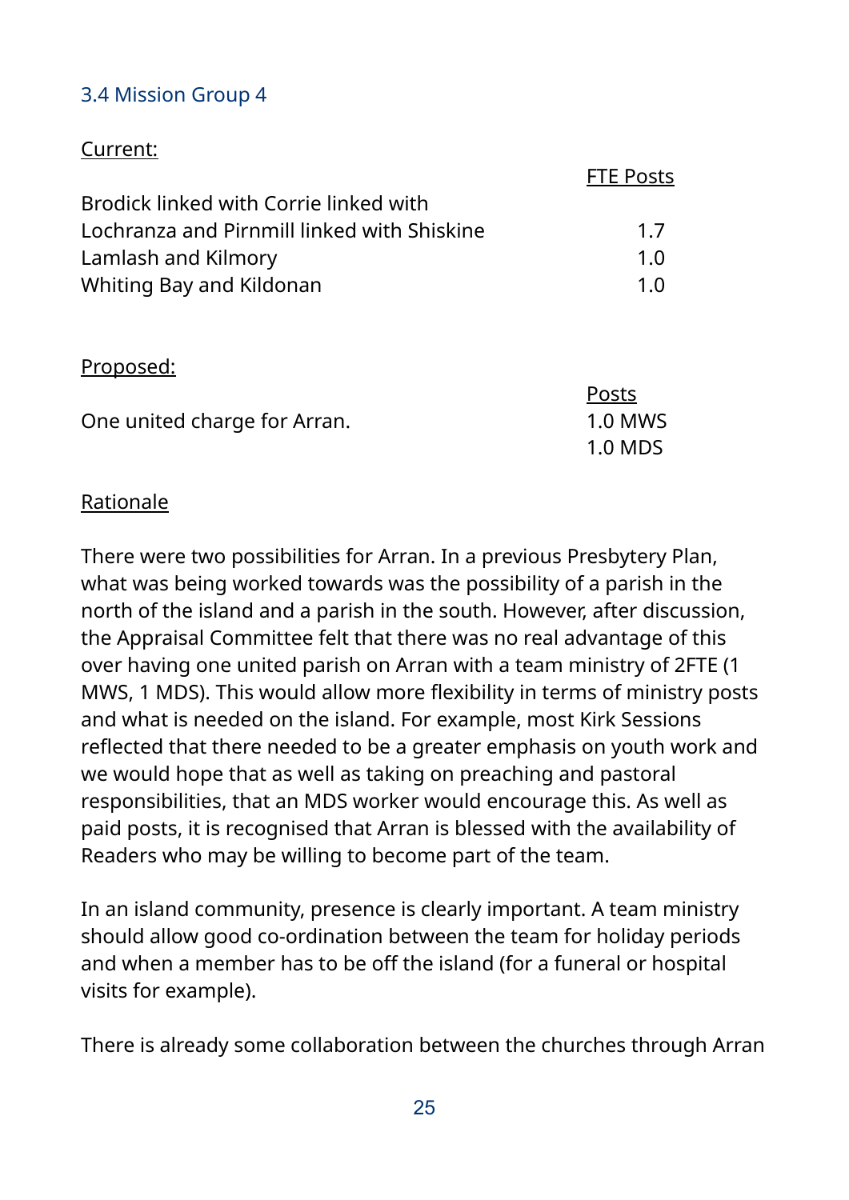### 3.4 Mission Group 4

Current:

| | FTE Posts |
|---|---|
| Brodick linked with Corrie linked with Lochranza and Pirnmill linked with Shiskine | 1.7 |
| Lamlash and Kilmory | 1.0 |
| Whiting Bay and Kildonan | 1.0 |

Proposed:

| | Posts |
|---|---|
| One united charge for Arran. | 1.0 MWS |
| | 1.0 MDS |

Rationale

There were two possibilities for Arran. In a previous Presbytery Plan, what was being worked towards was the possibility of a parish in the north of the island and a parish in the south. However, after discussion, the Appraisal Committee felt that there was no real advantage of this over having one united parish on Arran with a team ministry of 2FTE (1 MWS, 1 MDS). This would allow more flexibility in terms of ministry posts and what is needed on the island. For example, most Kirk Sessions reflected that there needed to be a greater emphasis on youth work and we would hope that as well as taking on preaching and pastoral responsibilities, that an MDS worker would encourage this. As well as paid posts, it is recognised that Arran is blessed with the availability of Readers who may be willing to become part of the team.

In an island community, presence is clearly important. A team ministry should allow good co-ordination between the team for holiday periods and when a member has to be off the island (for a funeral or hospital visits for example).

There is already some collaboration between the churches through Arran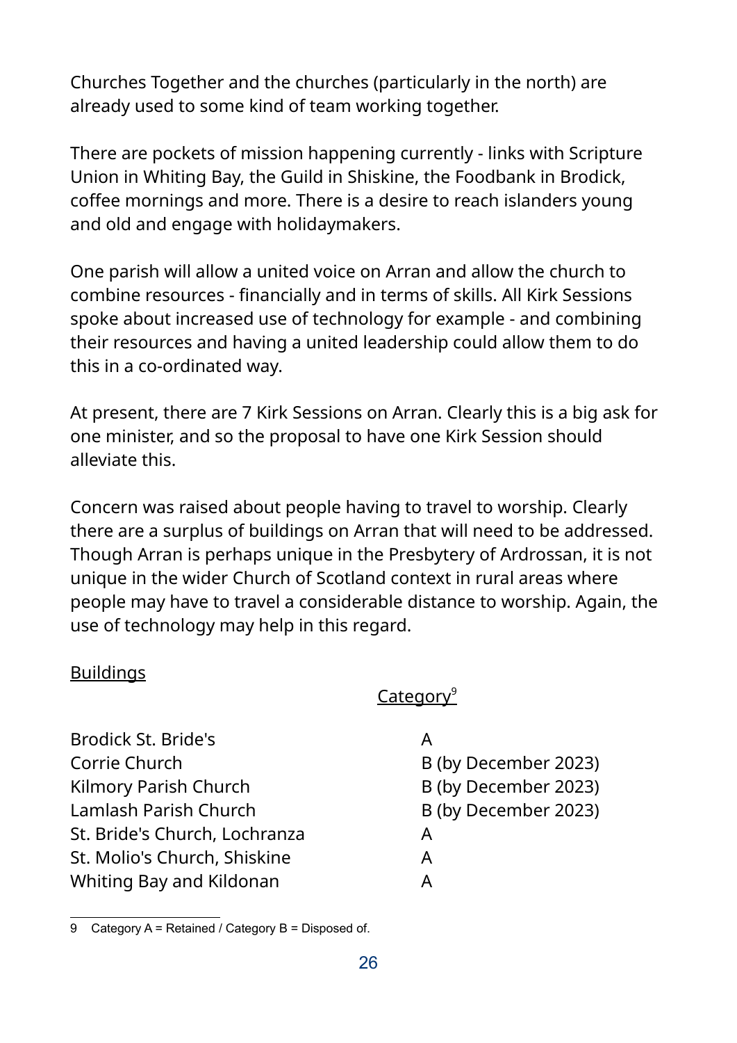Churches Together and the churches (particularly in the north) are already used to some kind of team working together.

There are pockets of mission happening currently - links with Scripture Union in Whiting Bay, the Guild in Shiskine, the Foodbank in Brodick, coffee mornings and more. There is a desire to reach islanders young and old and engage with holidaymakers.

One parish will allow a united voice on Arran and allow the church to combine resources - financially and in terms of skills. All Kirk Sessions spoke about increased use of technology for example - and combining their resources and having a united leadership could allow them to do this in a co-ordinated way.

At present, there are 7 Kirk Sessions on Arran. Clearly this is a big ask for one minister, and so the proposal to have one Kirk Session should alleviate this.

Concern was raised about people having to travel to worship. Clearly there are a surplus of buildings on Arran that will need to be addressed. Though Arran is perhaps unique in the Presbytery of Ardrossan, it is not unique in the wider Church of Scotland context in rural areas where people may have to travel a considerable distance to worship. Again, the use of technology may help in this regard.

<u>Buildings</u>

| | Category[9] |
|---|---|
| Brodick St. Bride's | A |
| Corrie Church | B (by December 2023) |
| Kilmory Parish Church | B (by December 2023) |
| Lamlash Parish Church | B (by December 2023) |
| St. Bride's Church, Lochranza | A |
| St. Molio's Church, Shiskine | A |
| Whiting Bay and Kildonan | A |

9 Category A = Retained / Category B = Disposed of.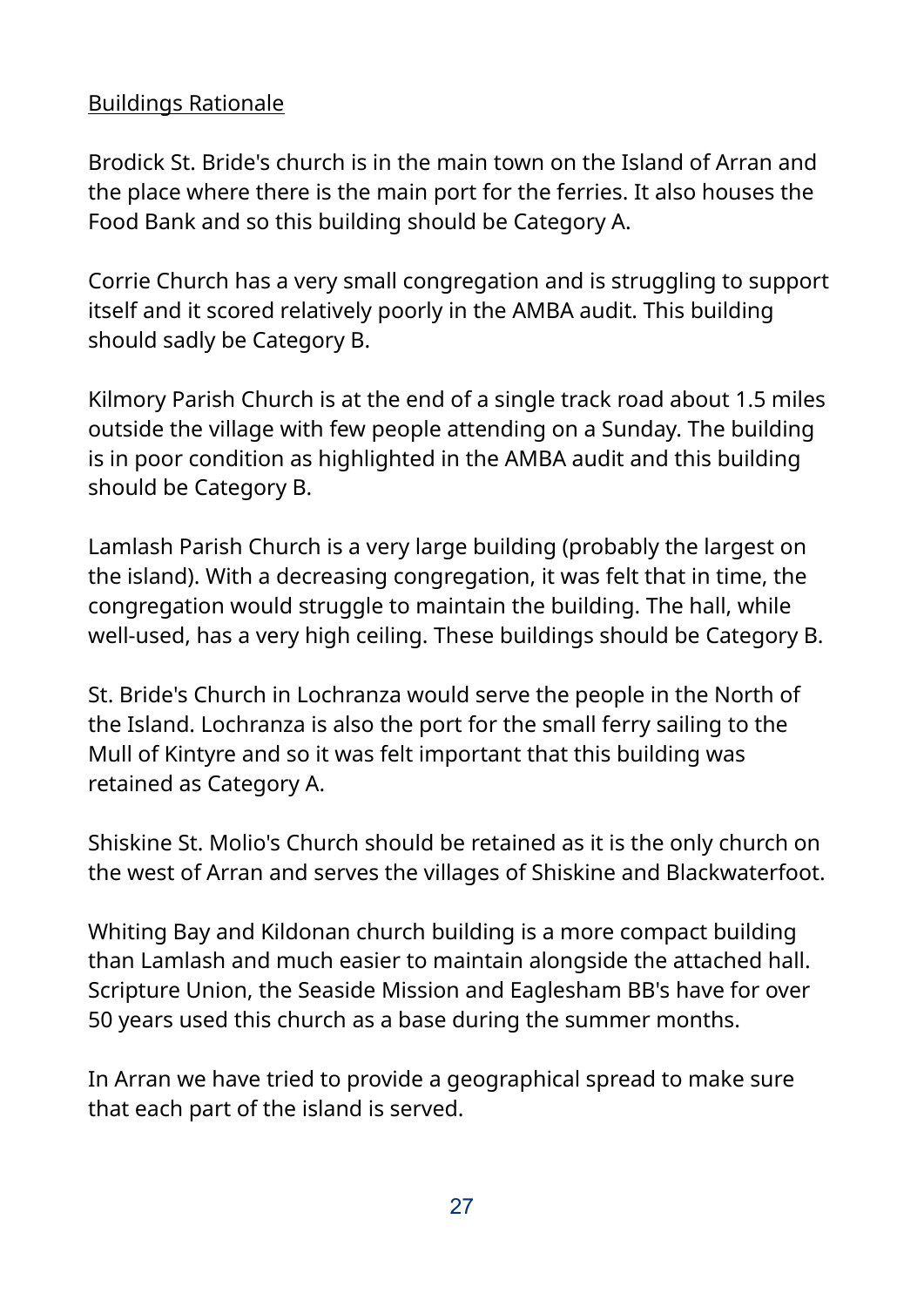Buildings Rationale

Brodick St. Bride's church is in the main town on the Island of Arran and the place where there is the main port for the ferries. It also houses the Food Bank and so this building should be Category A.

Corrie Church has a very small congregation and is struggling to support itself and it scored relatively poorly in the AMBA audit. This building should sadly be Category B.

Kilmory Parish Church is at the end of a single track road about 1.5 miles outside the village with few people attending on a Sunday. The building is in poor condition as highlighted in the AMBA audit and this building should be Category B.

Lamlash Parish Church is a very large building (probably the largest on the island). With a decreasing congregation, it was felt that in time, the congregation would struggle to maintain the building. The hall, while well-used, has a very high ceiling. These buildings should be Category B.

St. Bride's Church in Lochranza would serve the people in the North of the Island. Lochranza is also the port for the small ferry sailing to the Mull of Kintyre and so it was felt important that this building was retained as Category A.

Shiskine St. Molio's Church should be retained as it is the only church on the west of Arran and serves the villages of Shiskine and Blackwaterfoot.

Whiting Bay and Kildonan church building is a more compact building than Lamlash and much easier to maintain alongside the attached hall. Scripture Union, the Seaside Mission and Eaglesham BB's have for over 50 years used this church as a base during the summer months.

In Arran we have tried to provide a geographical spread to make sure that each part of the island is served.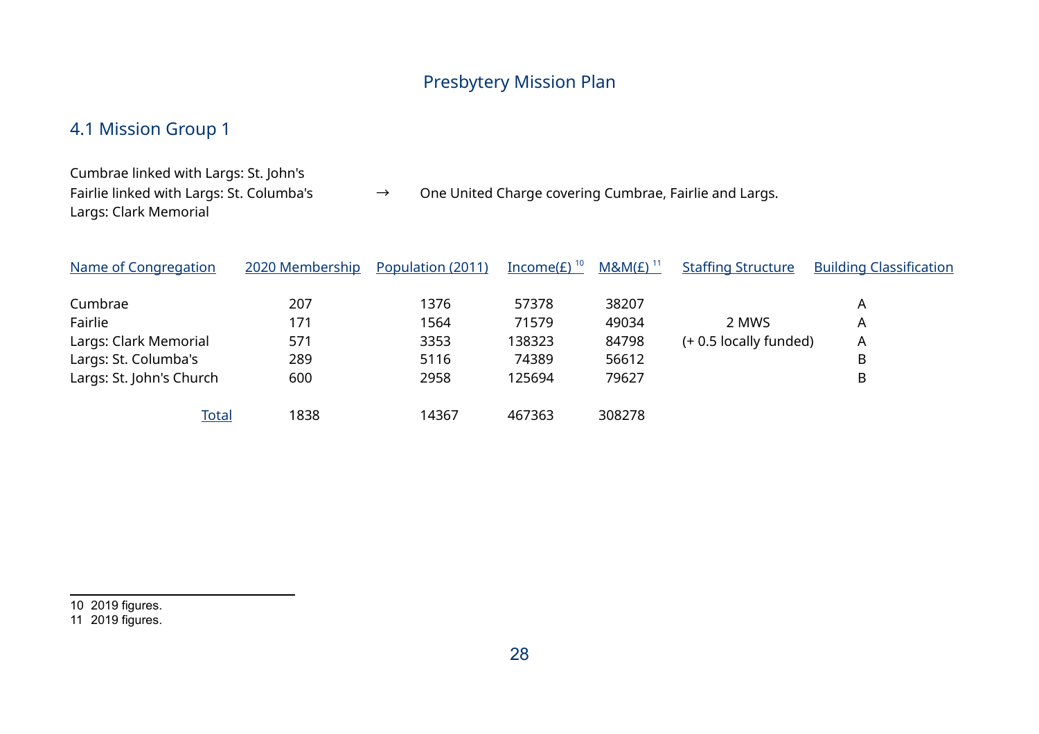Presbytery Mission Plan

## 4.1 Mission Group 1

Cumbrae linked with Largs: St. John's
Fairlie linked with Largs: St. Columba's → One United Charge covering Cumbrae, Fairlie and Largs.
Largs: Clark Memorial

| Name of Congregation | 2020 Membership | Population (2011) | Income(£) [10] | M&M(£) [11] | Staffing Structure | Building Classification |
|---|---|---|---|---|---|---|
| Cumbrae | 207 | 1376 | 57378 | 38207 | | A |
| Fairlie | 171 | 1564 | 71579 | 49034 | 2 MWS | A |
| Largs: Clark Memorial | 571 | 3353 | 138323 | 84798 | (+ 0.5 locally funded) | A |
| Largs: St. Columba's | 289 | 5116 | 74389 | 56612 | | B |
| Largs: St. John's Church | 600 | 2958 | 125694 | 79627 | | B |
| Total | 1838 | 14367 | 467363 | 308278 | | |

10 2019 figures.
11 2019 figures.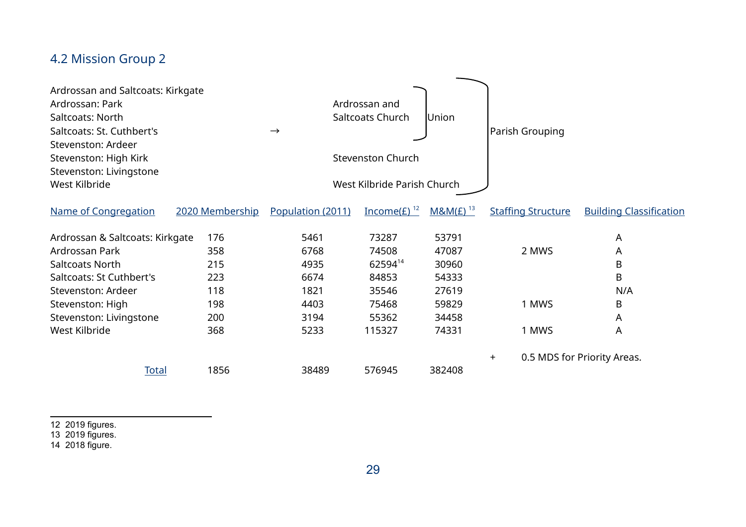## 4.2 Mission Group 2

Ardrossan and Saltcoats: Kirkgate
Ardrossan: Park
Saltcoats: North
Saltcoats: St. Cuthbert's
Stevenston: Ardeer
Stevenston: High Kirk
Stevenston: Livingstone
West Kilbride

→

Ardrossan and Saltcoats Church } Union
Stevenston Church
West Kilbride Parish Church

} Parish Grouping

| Name of Congregation | 2020 Membership | Population (2011) | Income(£) [12] | M&M(£) [13] | Staffing Structure | Building Classification |
|---|---|---|---|---|---|---|
| Ardrossan & Saltcoats: Kirkgate | 176 | 5461 | 73287 | 53791 | | A |
| Ardrossan Park | 358 | 6768 | 74508 | 47087 | 2 MWS | A |
| Saltcoats North | 215 | 4935 | 62594[14] | 30960 | | B |
| Saltcoats: St Cuthbert's | 223 | 6674 | 84853 | 54333 | | B |
| Stevenston: Ardeer | 118 | 1821 | 35546 | 27619 | | N/A |
| Stevenston: High | 198 | 4403 | 75468 | 59829 | 1 MWS | B |
| Stevenston: Livingstone | 200 | 3194 | 55362 | 34458 | | A |
| West Kilbride | 368 | 5233 | 115327 | 74331 | 1 MWS | A |
| | | | | | + 0.5 MDS for Priority Areas. | |
| Total | 1856 | 38489 | 576945 | 382408 | | |

12 2019 figures.
13 2019 figures.
14 2018 figure.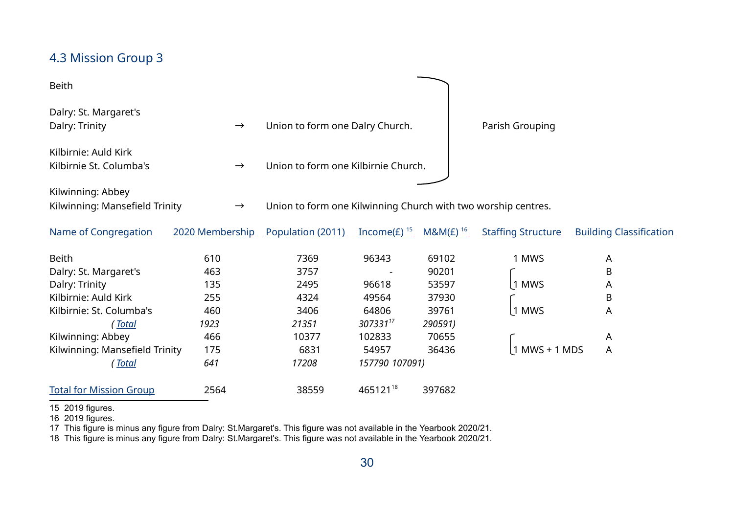## 4.3 Mission Group 3

Beith

Dalry: St. Margaret's
Dalry: Trinity → Union to form one Dalry Church.

Kilbirnie: Auld Kirk
Kilbirnie St. Columba's → Union to form one Kilbirnie Church.

(Beith, Dalry and Kilbirnie: Parish Grouping)

Kilwinning: Abbey
Kilwinning: Mansefield Trinity → Union to form one Kilwinning Church with two worship centres.

| Name of Congregation | 2020 Membership | Population (2011) | Income(£) [15] | M&M(£) [16] | Staffing Structure | Building Classification |
|---|---|---|---|---|---|---|
| Beith | 610 | 7369 | 96343 | 69102 | 1 MWS | A |
| Dalry: St. Margaret's | 463 | 3757 | - | 90201 | 1 MWS (Dalry: St. Margaret's and Dalry: Trinity) | B |
| Dalry: Trinity | 135 | 2495 | 96618 | 53597 | | A |
| Kilbirnie: Auld Kirk | 255 | 4324 | 49564 | 37930 | 1 MWS (Kilbirnie: Auld Kirk and Kilbirnie: St. Columba's) | B |
| Kilbirnie: St. Columba's | 460 | 3406 | 64806 | 39761 | | A |
| *( Total* | *1923* | *21351* | *307331*[17] | *290591)* | | |
| Kilwinning: Abbey | 466 | 10377 | 102833 | 70655 | 1 MWS + 1 MDS (Kilwinning: Abbey and Kilwinning: Mansefield Trinity) | A |
| Kilwinning: Mansefield Trinity | 175 | 6831 | 54957 | 36436 | | A |
| *( Total* | *641* | *17208* | *157790* | *107091)* | | |
| Total for Mission Group | 2564 | 38559 | 465121[18] | 397682 | | |

15 2019 figures.
16 2019 figures.
17 This figure is minus any figure from Dalry: St.Margaret's. This figure was not available in the Yearbook 2020/21.
18 This figure is minus any figure from Dalry: St.Margaret's. This figure was not available in the Yearbook 2020/21.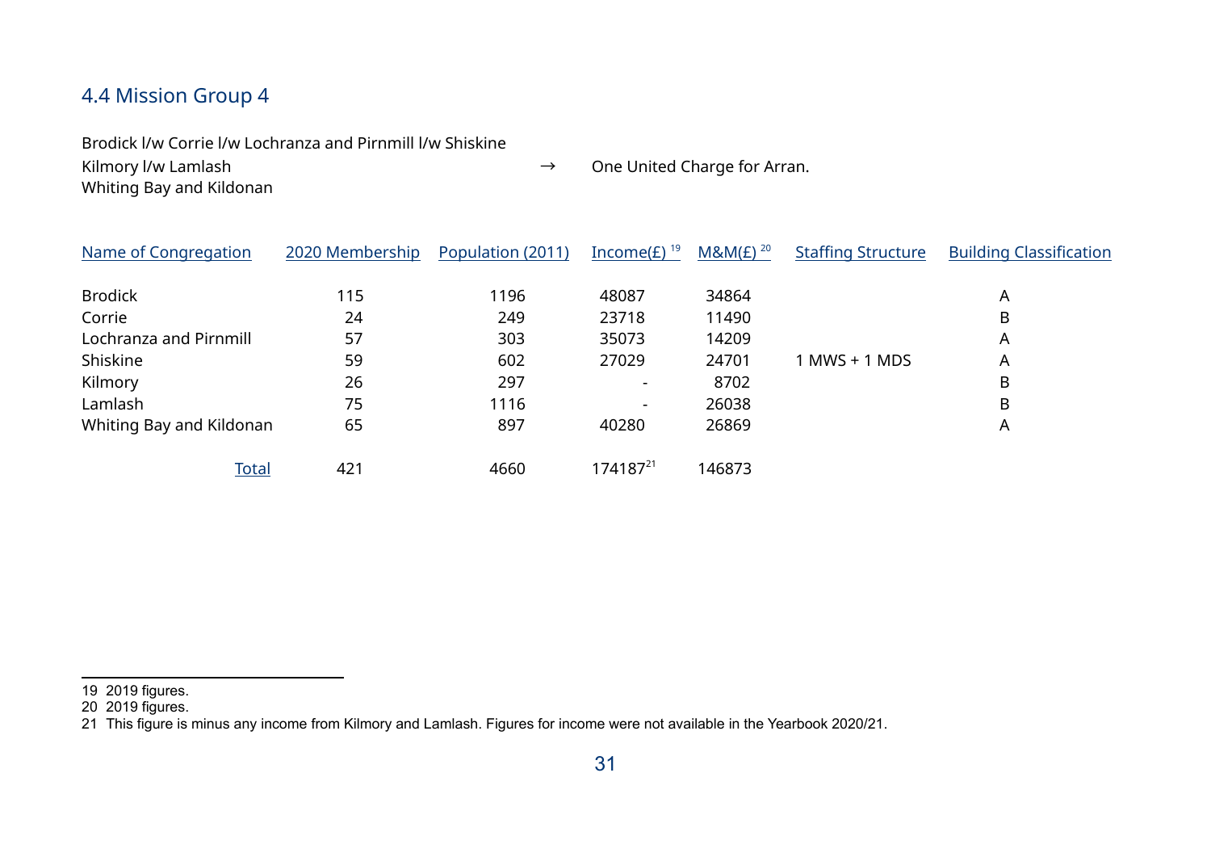## 4.4 Mission Group 4

Brodick l/w Corrie l/w Lochranza and Pirnmill l/w Shiskine
Kilmory l/w Lamlash → One United Charge for Arran.
Whiting Bay and Kildonan

| Name of Congregation | 2020 Membership | Population (2011) | Income(£) [19] | M&M(£) [20] | Staffing Structure | Building Classification |
|---|---|---|---|---|---|---|
| Brodick | 115 | 1196 | 48087 | 34864 | | A |
| Corrie | 24 | 249 | 23718 | 11490 | | B |
| Lochranza and Pirnmill | 57 | 303 | 35073 | 14209 | | A |
| Shiskine | 59 | 602 | 27029 | 24701 | 1 MWS + 1 MDS | A |
| Kilmory | 26 | 297 | - | 8702 | | B |
| Lamlash | 75 | 1116 | - | 26038 | | B |
| Whiting Bay and Kildonan | 65 | 897 | 40280 | 26869 | | A |
| Total | 421 | 4660 | 174187[21] | 146873 | | |

19 2019 figures.
20 2019 figures.
21 This figure is minus any income from Kilmory and Lamlash. Figures for income were not available in the Yearbook 2020/21.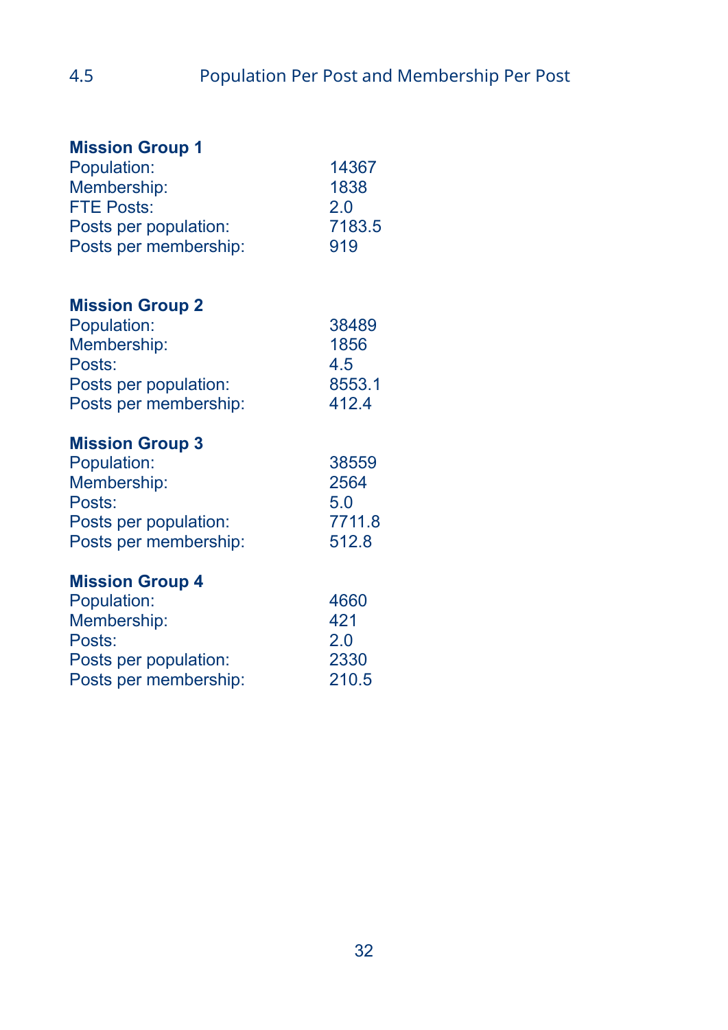## 4.5 Population Per Post and Membership Per Post

**Mission Group 1**

| | |
|---|---|
| Population: | 14367 |
| Membership: | 1838 |
| FTE Posts: | 2.0 |
| Posts per population: | 7183.5 |
| Posts per membership: | 919 |

**Mission Group 2**

| | |
|---|---|
| Population: | 38489 |
| Membership: | 1856 |
| Posts: | 4.5 |
| Posts per population: | 8553.1 |
| Posts per membership: | 412.4 |

**Mission Group 3**

| | |
|---|---|
| Population: | 38559 |
| Membership: | 2564 |
| Posts: | 5.0 |
| Posts per population: | 7711.8 |
| Posts per membership: | 512.8 |

**Mission Group 4**

| | |
|---|---|
| Population: | 4660 |
| Membership: | 421 |
| Posts: | 2.0 |
| Posts per population: | 2330 |
| Posts per membership: | 210.5 |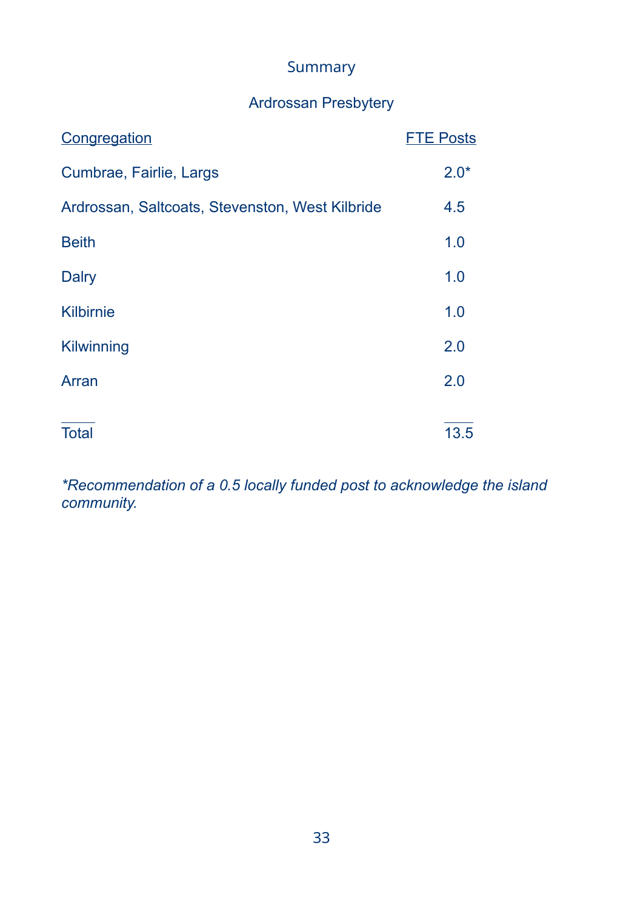## Summary

### Ardrossan Presbytery

| Congregation | FTE Posts |
|---|---|
| Cumbrae, Fairlie, Largs | 2.0* |
| Ardrossan, Saltcoats, Stevenston, West Kilbride | 4.5 |
| Beith | 1.0 |
| Dalry | 1.0 |
| Kilbirnie | 1.0 |
| Kilwinning | 2.0 |
| Arran | 2.0 |
| Total | 13.5 |

*\*Recommendation of a 0.5 locally funded post to acknowledge the island community.*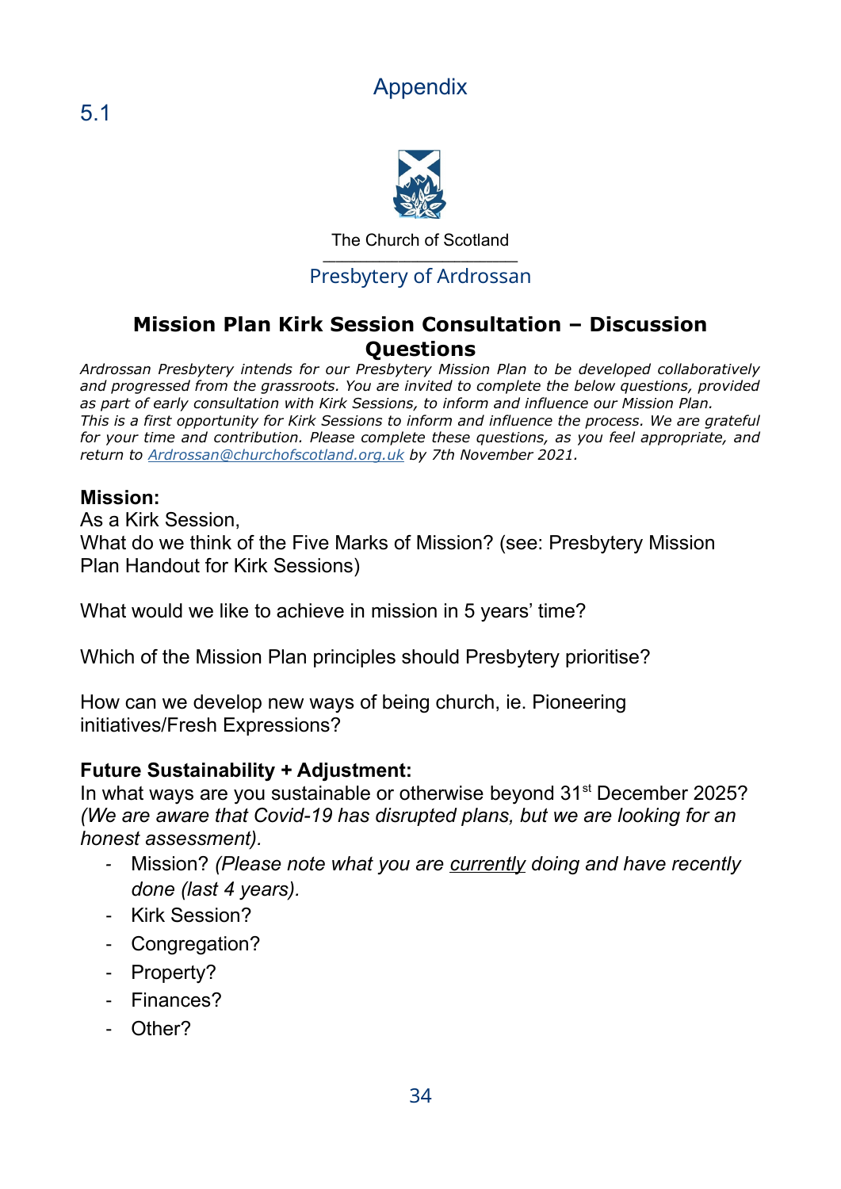# Appendix

5.1

The Church of Scotland

Presbytery of Ardrossan

## Mission Plan Kirk Session Consultation – Discussion Questions

*Ardrossan Presbytery intends for our Presbytery Mission Plan to be developed collaboratively and progressed from the grassroots. You are invited to complete the below questions, provided as part of early consultation with Kirk Sessions, to inform and influence our Mission Plan. This is a first opportunity for Kirk Sessions to inform and influence the process. We are grateful for your time and contribution. Please complete these questions, as you feel appropriate, and return to [Ardrossan@churchofscotland.org.uk](mailto:Ardrossan@churchofscotland.org.uk) by 7th November 2021.*

**Mission:**

As a Kirk Session,
What do we think of the Five Marks of Mission? (see: Presbytery Mission Plan Handout for Kirk Sessions)

What would we like to achieve in mission in 5 years' time?

Which of the Mission Plan principles should Presbytery prioritise?

How can we develop new ways of being church, ie. Pioneering initiatives/Fresh Expressions?

**Future Sustainability + Adjustment:**

In what ways are you sustainable or otherwise beyond 31st December 2025? *(We are aware that Covid-19 has disrupted plans, but we are looking for an honest assessment).*

- Mission? *(Please note what you are <u>currently</u> doing and have recently done (last 4 years).*
- Kirk Session?
- Congregation?
- Property?
- Finances?
- Other?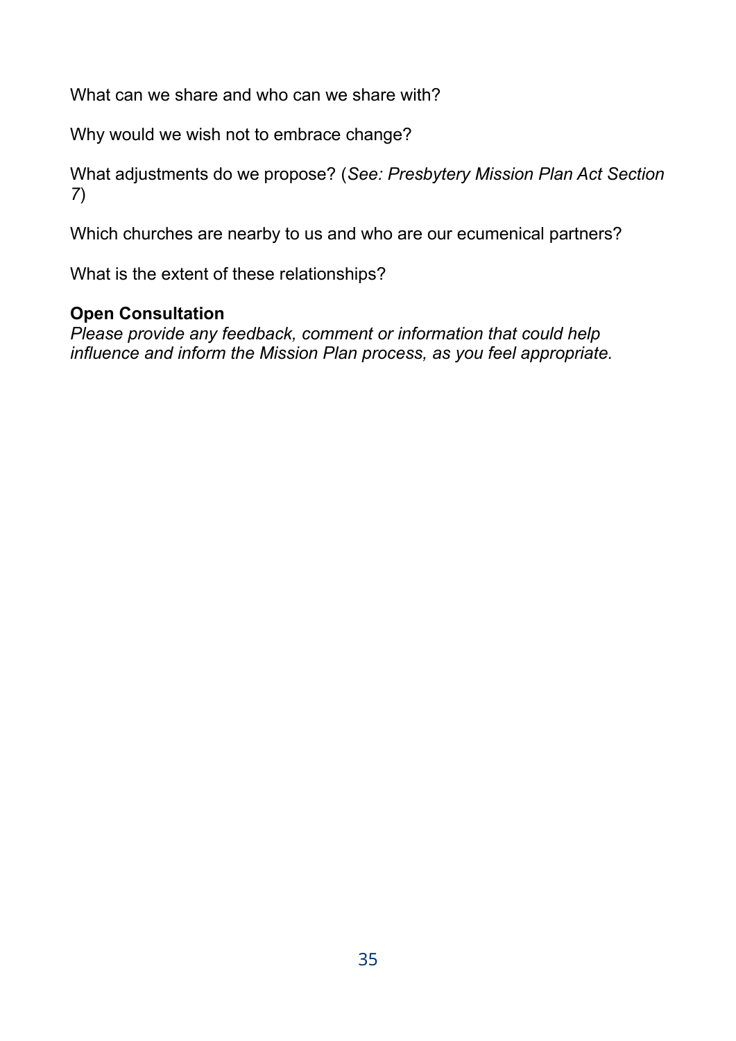What can we share and who can we share with?

Why would we wish not to embrace change?

What adjustments do we propose? (*See: Presbytery Mission Plan Act Section 7*)

Which churches are nearby to us and who are our ecumenical partners?

What is the extent of these relationships?

**Open Consultation**
*Please provide any feedback, comment or information that could help influence and inform the Mission Plan process, as you feel appropriate.*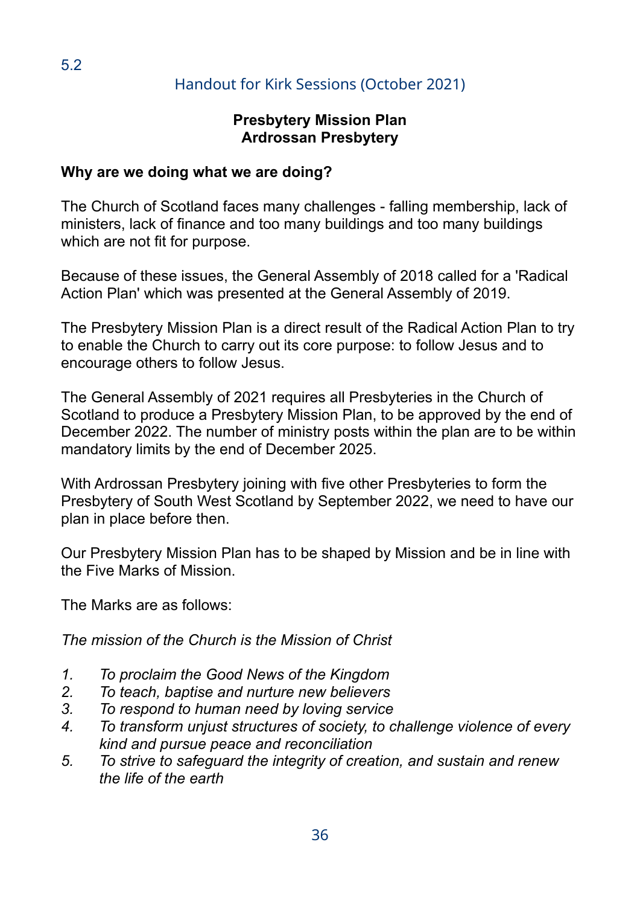5.2

Handout for Kirk Sessions (October 2021)

**Presbytery Mission Plan**
**Ardrossan Presbytery**

**Why are we doing what we are doing?**

The Church of Scotland faces many challenges - falling membership, lack of ministers, lack of finance and too many buildings and too many buildings which are not fit for purpose.

Because of these issues, the General Assembly of 2018 called for a 'Radical Action Plan' which was presented at the General Assembly of 2019.

The Presbytery Mission Plan is a direct result of the Radical Action Plan to try to enable the Church to carry out its core purpose: to follow Jesus and to encourage others to follow Jesus.

The General Assembly of 2021 requires all Presbyteries in the Church of Scotland to produce a Presbytery Mission Plan, to be approved by the end of December 2022. The number of ministry posts within the plan are to be within mandatory limits by the end of December 2025.

With Ardrossan Presbytery joining with five other Presbyteries to form the Presbytery of South West Scotland by September 2022, we need to have our plan in place before then.

Our Presbytery Mission Plan has to be shaped by Mission and be in line with the Five Marks of Mission.

The Marks are as follows:

*The mission of the Church is the Mission of Christ*

1. *To proclaim the Good News of the Kingdom*
2. *To teach, baptise and nurture new believers*
3. *To respond to human need by loving service*
4. *To transform unjust structures of society, to challenge violence of every kind and pursue peace and reconciliation*
5. *To strive to safeguard the integrity of creation, and sustain and renew the life of the earth*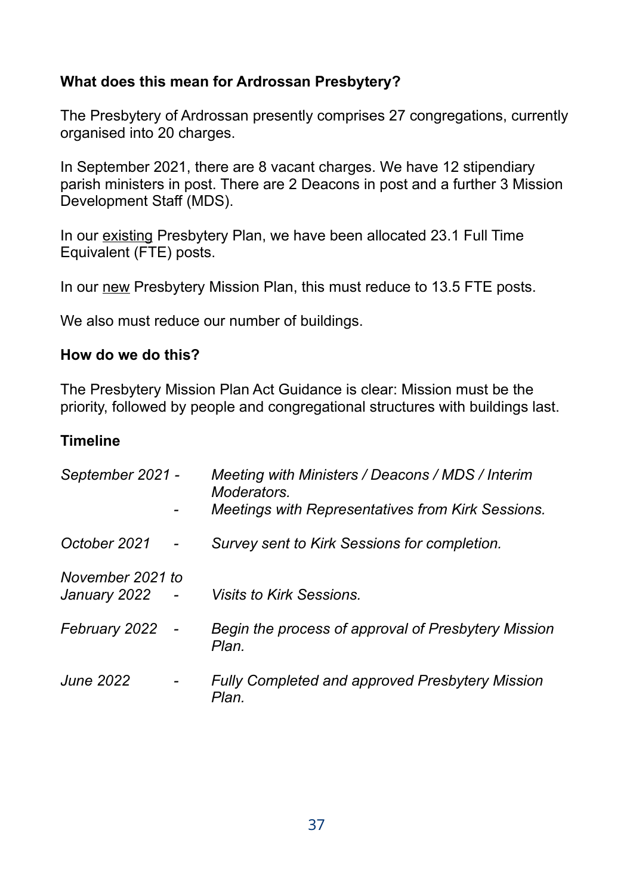**What does this mean for Ardrossan Presbytery?**

The Presbytery of Ardrossan presently comprises 27 congregations, currently organised into 20 charges.

In September 2021, there are 8 vacant charges. We have 12 stipendiary parish ministers in post. There are 2 Deacons in post and a further 3 Mission Development Staff (MDS).

In our <u>existing</u> Presbytery Plan, we have been allocated 23.1 Full Time Equivalent (FTE) posts.

In our <u>new</u> Presbytery Mission Plan, this must reduce to 13.5 FTE posts.

We also must reduce our number of buildings.

**How do we do this?**

The Presbytery Mission Plan Act Guidance is clear: Mission must be the priority, followed by people and congregational structures with buildings last.

**Timeline**

| | | |
|---|---|---|
| *September 2021* | - | *Meeting with Ministers / Deacons / MDS / Interim Moderators.* |
| | - | *Meetings with Representatives from Kirk Sessions.* |
| *October 2021* | - | *Survey sent to Kirk Sessions for completion.* |
| *November 2021 to January 2022* | - | *Visits to Kirk Sessions.* |
| *February 2022* | - | *Begin the process of approval of Presbytery Mission Plan.* |
| *June 2022* | - | *Fully Completed and approved Presbytery Mission Plan.* |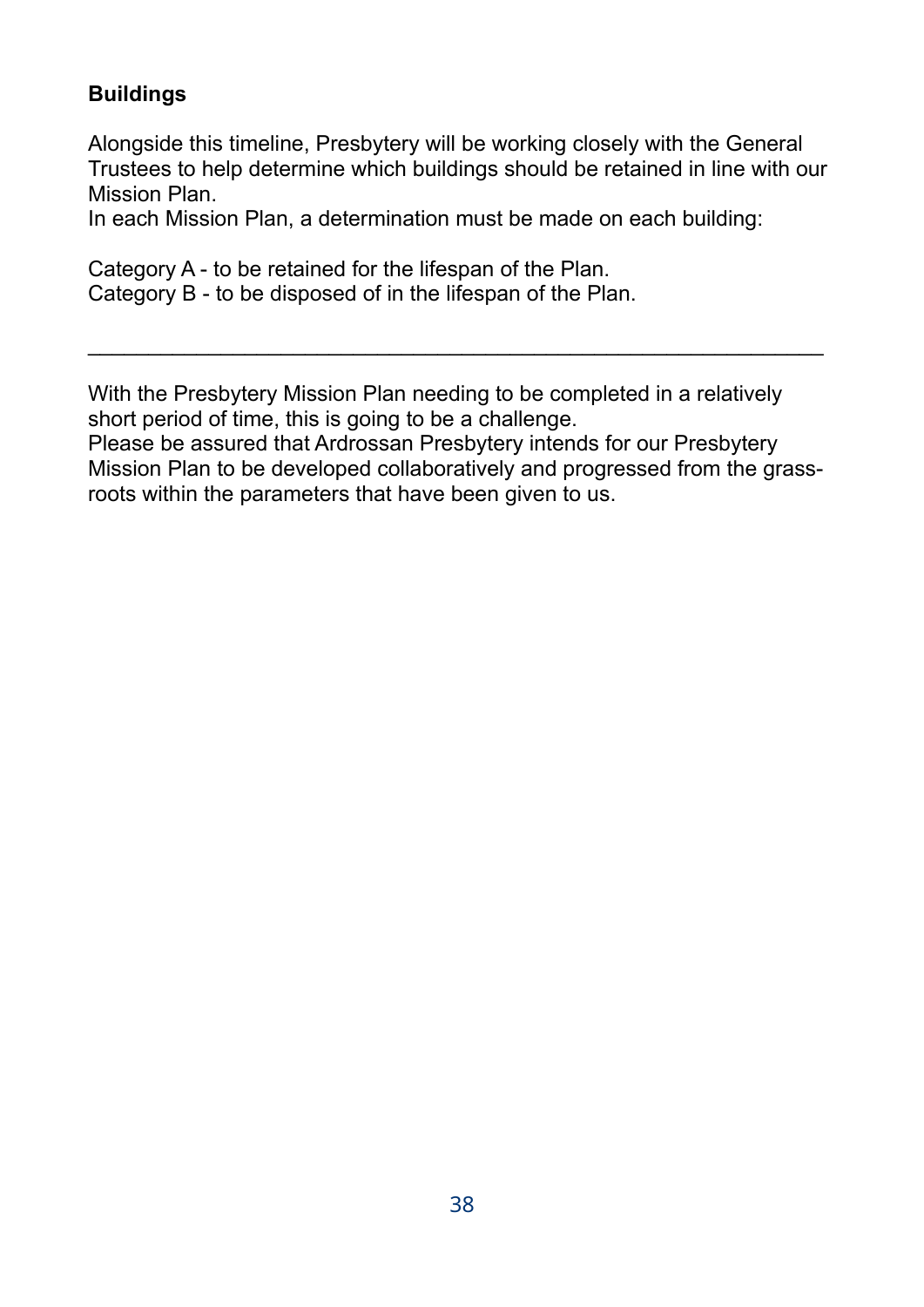**Buildings**

Alongside this timeline, Presbytery will be working closely with the General Trustees to help determine which buildings should be retained in line with our Mission Plan.
In each Mission Plan, a determination must be made on each building:

Category A - to be retained for the lifespan of the Plan.
Category B - to be disposed of in the lifespan of the Plan.

---

With the Presbytery Mission Plan needing to be completed in a relatively short period of time, this is going to be a challenge.
Please be assured that Ardrossan Presbytery intends for our Presbytery Mission Plan to be developed collaboratively and progressed from the grass-roots within the parameters that have been given to us.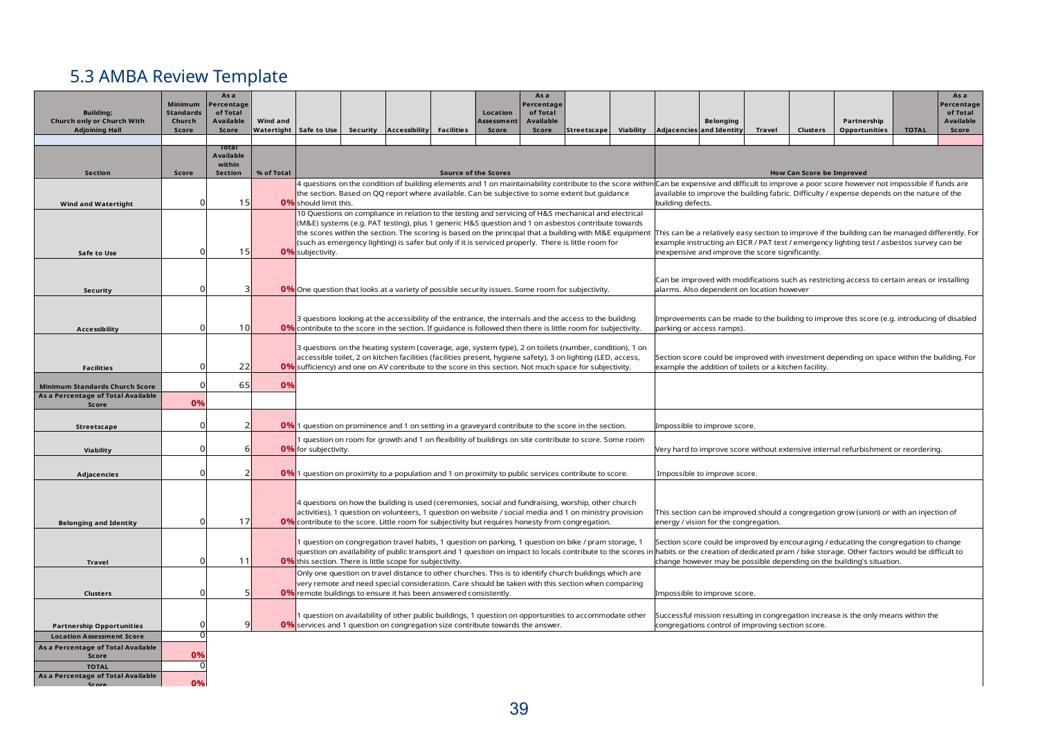## 5.3 AMBA Review Template

| Building; Church only or Church With Adjoining Hall | Minimum Standards Church Score | As a Percentage of Total Available Score | Wind and Watertight | Safe to Use | Security | Accessibility | Facilities | Location Assessment Score | As a Percentage of Total Available Score | Streetscape | Viability | Adjacencies | Belonging and Identity | Travel | Clusters | Partnership Opportunities | TOTAL | As a Percentage of Total Available Score |
|---|---|---|---|---|---|---|---|---|---|---|---|---|---|---|---|---|---|---|
| | | | | | | | | | | | | | | | | | | |

| Section | Score | Total Available within Section | % of Total | Source of the Scores | How Can Score be Improved |
|---|---|---|---|---|---|
| Wind and Watertight | 0 | 15 | 0% | 4 questions on the condition of building elements and 1 on maintainability contribute to the score within the section. Based on QQ report where available. Can be subjective to some extent but guidance should limit this. | Can be expensive and difficult to improve a poor score however not impossible if funds are available to improve the building fabric. Difficulty / expense depends on the nature of the building defects. |
| Safe to Use | 0 | 15 | 0% | 10 Questions on compliance in relation to the testing and servicing of H&S mechanical and electrical (M&E) systems (e.g. PAT testing), plus 1 generic H&S question and 1 on asbestos contribute towards the scores within the section. The scoring is based on the principal that a building with M&E equipment (such as emergency lighting) is safer but only if it is serviced properly. There is little room for subjectivity. | This can be a relatively easy section to improve if the building can be managed differently. For example instructing an EICR / PAT test / emergency lighting test / asbestos survey can be inexpensive and improve the score significantly. |
| Security | 0 | 3 | 0% | One question that looks at a variety of possible security issues. Some room for subjectivity. | Can be improved with modifications such as restricting access to certain areas or installing alarms. Also dependent on location however |
| Accessibility | 0 | 10 | 0% | 3 questions looking at the accessibility of the entrance, the internals and the access to the building contribute to the score in the section. If guidance is followed then there is little room for subjectivity. | Improvements can be made to the building to improve this score (e.g. introducing of disabled parking or access ramps). |
| Facilities | 0 | 22 | 0% | 3 questions on the heating system (coverage, age, system type), 2 on toilets (number, condition), 1 on accessible toilet, 2 on kitchen facilities (facilities present, hygiene safety), 3 on lighting (LED, access, sufficiency) and one on AV contribute to the score in this section. Not much space for subjectivity. | Section score could be improved with investment depending on space within the building. For example the addition of toilets or a kitchen facility. |
| Minimum Standards Church Score | 0 | 65 | 0% | | |
| As a Percentage of Total Available Score | 0% | | | | |
| Streetscape | 0 | 2 | 0% | 1 question on prominence and 1 on setting in a graveyard contribute to the score in the section. | Impossible to improve score. |
| Viability | 0 | 6 | 0% | 1 question on room for growth and 1 on flexibility of buildings on site contribute to score. Some room for subjectivity. | Very hard to improve score without extensive internal refurbishment or reordering. |
| Adjacencies | 0 | 2 | 0% | 1 question on proximity to a population and 1 on proximity to public services contribute to score. | Impossible to improve score. |
| Belonging and Identity | 0 | 17 | 0% | 4 questions on how the building is used (ceremonies, social and fundraising, worship, other church activities), 1 question on volunteers, 1 question on website / social media and 1 on ministry provision contribute to the score. Little room for subjectivity but requires honesty from congregation. | This section can be improved should a congregation grow (union) or with an injection of energy / vision for the congregation. |
| Travel | 0 | 11 | 0% | 1 question on congregation travel habits, 1 question on parking, 1 question on bike / pram storage, 1 question on availability of public transport and 1 question on impact to locals contribute to the scores in this section. There is little scope for subjectivity. | Section score could be improved by encouraging / educating the congregation to change habits or the creation of dedicated pram / bike storage. Other factors would be difficult to change however may be possible depending on the building's situation. |
| Clusters | 0 | 5 | 0% | Only one question on travel distance to other churches. This is to identify church buildings which are very remote and need special consideration. Care should be taken with this section when comparing remote buildings to ensure it has been answered consistently. | Impossible to improve score. |
| Partnership Opportunities | 0 | 9 | 0% | 1 question on availability of other public buildings, 1 question on opportunities to accommodate other services and 1 question on congregation size contribute towards the answer. | Successful mission resulting in congregation increase is the only means within the congregations control of improving section score. |
| Location Assessment Score | 0 | | | | |
| As a Percentage of Total Available Score | 0% | | | | |
| TOTAL | 0 | | | | |
| As a Percentage of Total Available Score | 0% | | | | |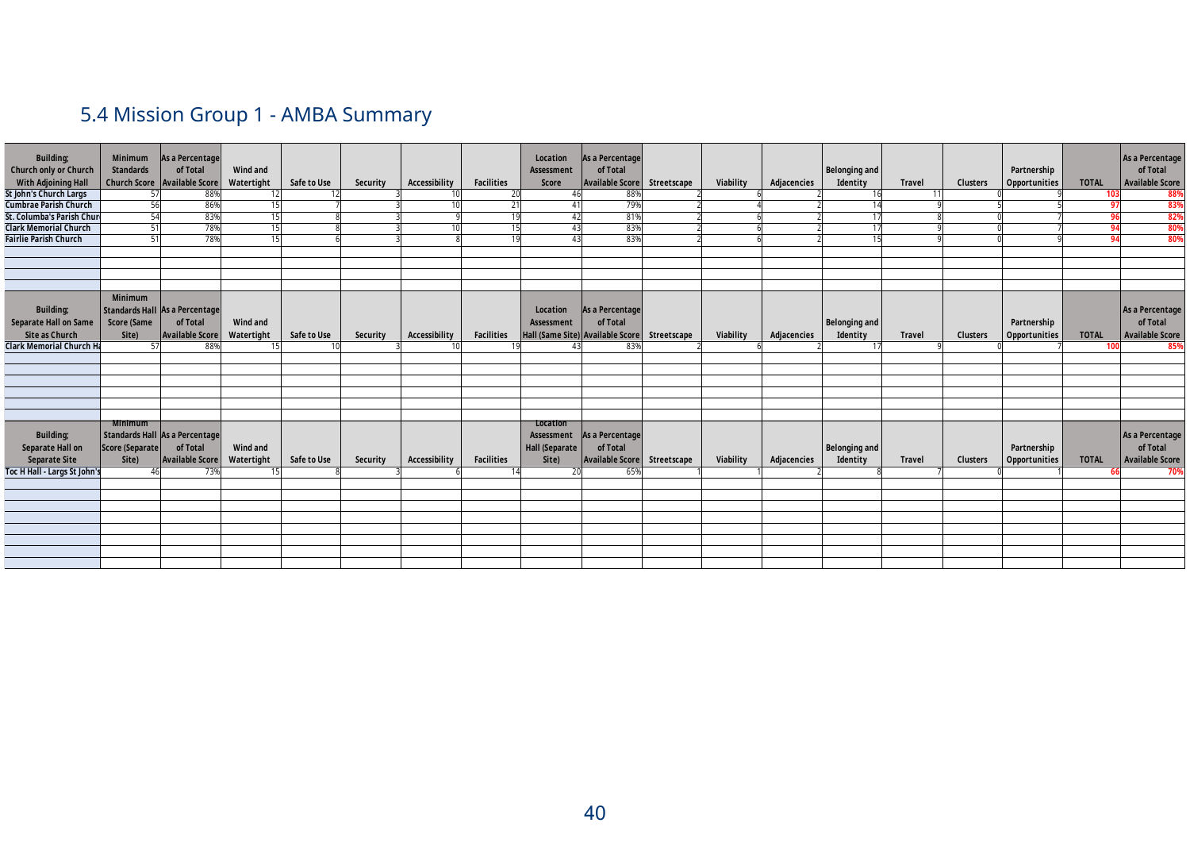## 5.4 Mission Group 1 - AMBA Summary

| Building; Church only or Church With Adjoining Hall | Minimum Standards Church Score | As a Percentage of Total Available Score | Wind and Watertight | Safe to Use | Security | Accessibility | Facilities | Location Assessment Score | As a Percentage of Total Available Score | Streetscape | Viability | Adjacencies | Belonging and Identity | Travel | Clusters | Partnership Opportunities | TOTAL | As a Percentage of Total Available Score |
|---|---|---|---|---|---|---|---|---|---|---|---|---|---|---|---|---|---|---|
| St John's Church Largs | 57 | 88% | 12 | 12 | 3 | 10 | 20 | 46 | 88% | 2 | 6 | 2 | 16 | 11 | 0 | 9 | 103 | 88% |
| Cumbrae Parish Church | 56 | 86% | 15 | 7 | 3 | 10 | 21 | 41 | 79% | 2 | 4 | 2 | 14 | 9 | 5 | 5 | 97 | 83% |
| St. Columba's Parish Chur | 54 | 83% | 15 | 8 | 3 | 9 | 19 | 42 | 81% | 2 | 6 | 2 | 17 | 8 | 0 | 7 | 96 | 82% |
| Clark Memorial Church | 51 | 78% | 15 | 8 | 3 | 10 | 15 | 43 | 83% | 2 | 6 | 2 | 17 | 9 | 0 | 7 | 94 | 80% |
| Fairlie Parish Church | 51 | 78% | 15 | 6 | 3 | 8 | 19 | 43 | 83% | 2 | 6 | 2 | 15 | 9 | 0 | 9 | 94 | 80% |

| Building; Separate Hall on Same Site as Church | Minimum Standards Hall Score (Same Site) | As a Percentage of Total Available Score | Wind and Watertight | Safe to Use | Security | Accessibility | Facilities | Location Assessment Hall (Same Site) | As a Percentage of Total Available Score | Streetscape | Viability | Adjacencies | Belonging and Identity | Travel | Clusters | Partnership Opportunities | TOTAL | As a Percentage of Total Available Score |
|---|---|---|---|---|---|---|---|---|---|---|---|---|---|---|---|---|---|---|
| Clark Memorial Church Ha | 57 | 88% | 15 | 10 | 3 | 10 | 19 | 43 | 83% | 2 | 6 | 2 | 17 | 9 | 0 | 7 | 100 | 85% |

| Building; Separate Hall on Separate Site | Minimum Standards Hall Score (Separate Site) | As a Percentage of Total Available Score | Wind and Watertight | Safe to Use | Security | Accessibility | Facilities | Location Assessment Hall (Separate Site) | As a Percentage of Total Available Score | Streetscape | Viability | Adjacencies | Belonging and Identity | Travel | Clusters | Partnership Opportunities | TOTAL | As a Percentage of Total Available Score |
|---|---|---|---|---|---|---|---|---|---|---|---|---|---|---|---|---|---|---|
| Toc H Hall - Largs St John's | 46 | 73% | 15 | 8 | 3 | 6 | 14 | 20 | 65% | 1 | 1 | 2 | 8 | 7 | 0 | 1 | 66 | 70% |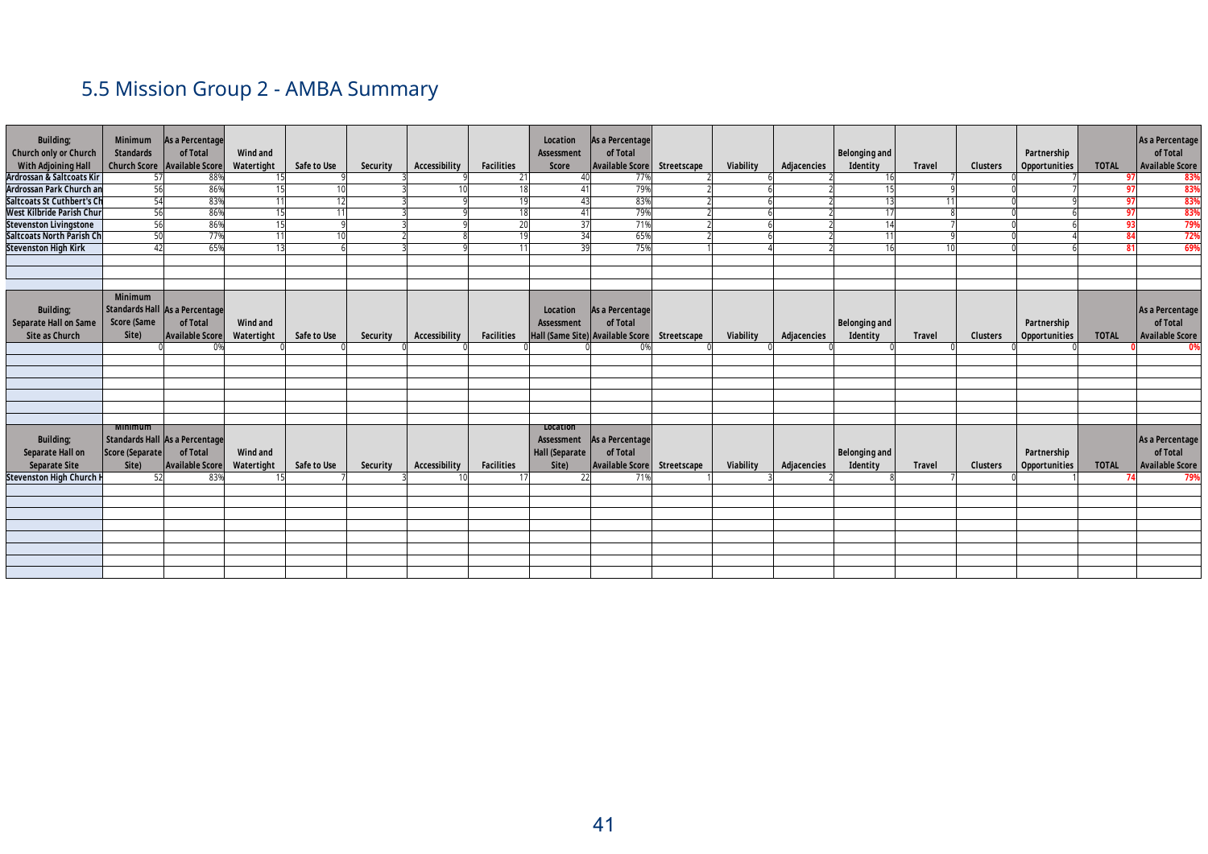## 5.5 Mission Group 2 - AMBA Summary

| Building; Church only or Church With Adjoining Hall | Minimum Standards Church Score | As a Percentage of Total Available Score | Wind and Watertight | Safe to Use | Security | Accessibility | Facilities | Location Assessment Score | As a Percentage of Total Available Score | Streetscape | Viability | Adjacencies | Belonging and Identity | Travel | Clusters | Partnership Opportunities | TOTAL | As a Percentage of Total Available Score |
|---|---|---|---|---|---|---|---|---|---|---|---|---|---|---|---|---|---|---|
| Ardrossan & Saltcoats Kir | 57 | 88% | 15 | 9 | 3 | 9 | 21 | 40 | 77% | 2 | 6 | 2 | 16 | 7 | 0 | 7 | 97 | 83% |
| Ardrossan Park Church an | 56 | 86% | 15 | 10 | 3 | 10 | 18 | 41 | 79% | 2 | 6 | 2 | 15 | 9 | 0 | 7 | 97 | 83% |
| Saltcoats St Cuthbert's Ch | 54 | 83% | 11 | 12 | 3 | 9 | 19 | 43 | 83% | 2 | 6 | 2 | 13 | 11 | 0 | 9 | 97 | 83% |
| West Kilbride Parish Chur | 56 | 86% | 15 | 11 | 3 | 9 | 18 | 41 | 79% | 2 | 6 | 2 | 17 | 8 | 0 | 6 | 97 | 83% |
| Stevenston Livingstone | 56 | 86% | 15 | 9 | 3 | 9 | 20 | 37 | 71% | 2 | 6 | 2 | 14 | 7 | 0 | 6 | 93 | 79% |
| Saltcoats North Parish Ch | 50 | 77% | 11 | 10 | 2 | 8 | 19 | 34 | 65% | 2 | 6 | 2 | 11 | 9 | 0 | 4 | 84 | 72% |
| Stevenston High Kirk | 42 | 65% | 13 | 6 | 3 | 9 | 11 | 39 | 75% | 1 | 4 | 2 | 16 | 10 | 0 | 6 | 81 | 69% |

| Building; Separate Hall on Same Site as Church | Minimum Standards Hall Score (Same Site) | As a Percentage of Total Available Score | Wind and Watertight | Safe to Use | Security | Accessibility | Facilities | Location Hall (Same Site) | As a Percentage of Total Available Score | Streetscape | Viability | Adjacencies | Belonging and Identity | Travel | Clusters | Partnership Opportunities | TOTAL | As a Percentage of Total Available Score |
|---|---|---|---|---|---|---|---|---|---|---|---|---|---|---|---|---|---|---|
| | 0 | 0% | 0 | 0 | 0 | 0 | 0 | 0 | 0% | 0 | 0 | 0 | 0 | 0 | 0 | 0 | 0 | 0% |

| Building; Separate Hall on Separate Site | Minimum Standards Hall Score (Separate Site) | As a Percentage of Total Available Score | Wind and Watertight | Safe to Use | Security | Accessibility | Facilities | Location Assessment Hall (Separate Site) | As a Percentage of Total Available Score | Streetscape | Viability | Adjacencies | Belonging and Identity | Travel | Clusters | Partnership Opportunities | TOTAL | As a Percentage of Total Available Score |
|---|---|---|---|---|---|---|---|---|---|---|---|---|---|---|---|---|---|---|
| Stevenston High Church H | 52 | 83% | 15 | 7 | 3 | 10 | 17 | 22 | 71% | 1 | 3 | 2 | 8 | 7 | 0 | 1 | 74 | 79% |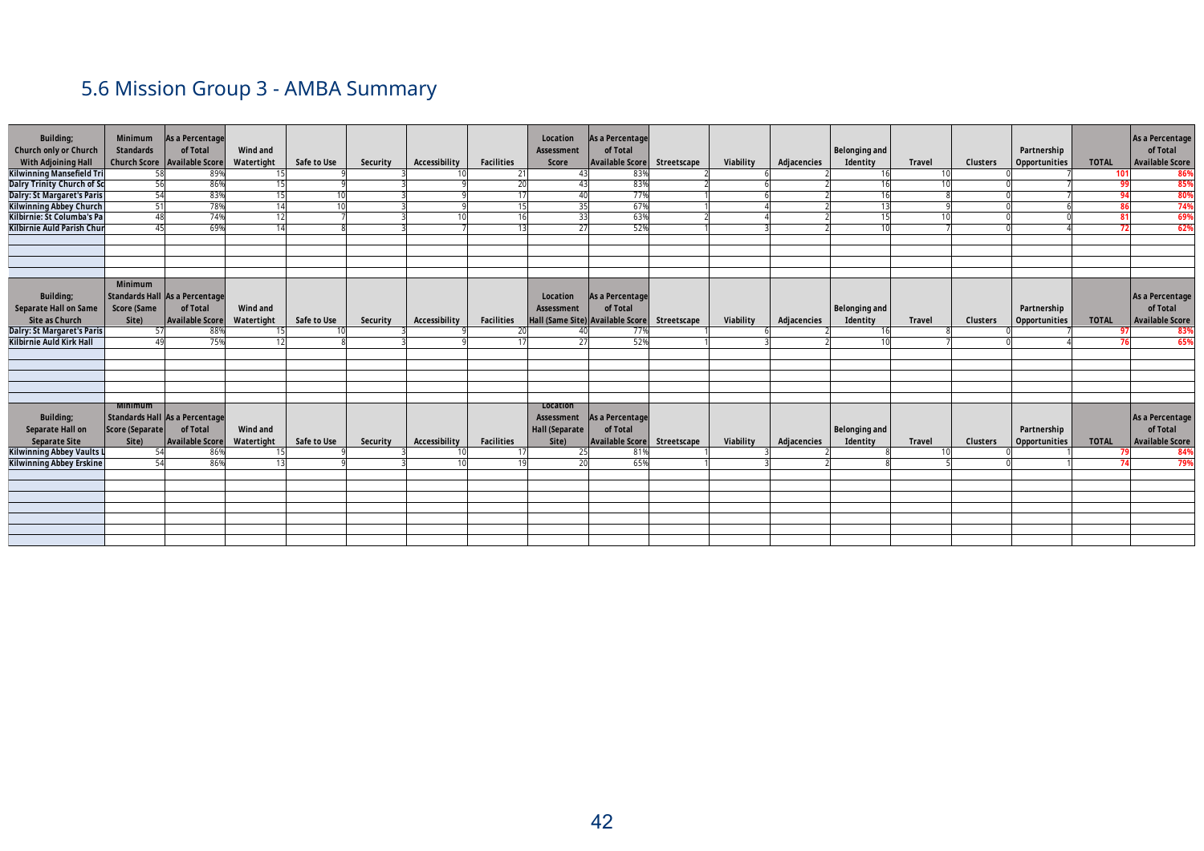# 5.6 Mission Group 3 - AMBA Summary

| Building; Church only or Church With Adjoining Hall | Minimum Standards Church Score | As a Percentage of Total Available Score | Wind and Watertight | Safe to Use | Security | Accessibility | Facilities | Location Assessment Score | As a Percentage of Total Available Score | Streetscape | Viability | Adjacencies | Belonging and Identity | Travel | Clusters | Partnership Opportunities | TOTAL | As a Percentage of Total Available Score |
|---|---|---|---|---|---|---|---|---|---|---|---|---|---|---|---|---|---|---|
| Kilwinning Mansefield Tri | 58 | 89% | 15 | 9 | 3 | 10 | 21 | 43 | 83% | 2 | 6 | 2 | 16 | 10 | 0 | 7 | 101 | 86% |
| Dalry Trinity Church of Sc | 56 | 86% | 15 | 9 | 3 | 9 | 20 | 43 | 83% | 2 | 6 | 2 | 16 | 10 | 0 | 7 | 99 | 85% |
| Dalry: St Margaret's Paris | 54 | 83% | 15 | 10 | 3 | 9 | 17 | 40 | 77% | 1 | 6 | 2 | 16 | 8 | 0 | 7 | 94 | 80% |
| Kilwinning Abbey Church | 51 | 78% | 14 | 10 | 3 | 9 | 15 | 35 | 67% | 1 | 4 | 2 | 13 | 9 | 0 | 6 | 86 | 74% |
| Kilbirnie: St Columba's Pa | 48 | 74% | 12 | 7 | 3 | 10 | 16 | 33 | 63% | 2 | 4 | 2 | 15 | 10 | 0 | 0 | 81 | 69% |
| Kilbirnie Auld Parish Chur | 45 | 69% | 14 | 8 | 3 | 7 | 13 | 27 | 52% | 1 | 3 | 2 | 10 | 7 | 0 | 4 | 72 | 62% |

| Building; Separate Hall on Same Site as Church | Minimum Standards Hall Score (Same Site) | As a Percentage of Total Available Score | Wind and Watertight | Safe to Use | Security | Accessibility | Facilities | Location Assessment Hall (Same Site) | As a Percentage of Total Available Score | Streetscape | Viability | Adjacencies | Belonging and Identity | Travel | Clusters | Partnership Opportunities | TOTAL | As a Percentage of Total Available Score |
|---|---|---|---|---|---|---|---|---|---|---|---|---|---|---|---|---|---|---|
| Dalry: St Margaret's Paris | 57 | 88% | 15 | 10 | 3 | 9 | 20 | 40 | 77% | 1 | 6 | 2 | 16 | 8 | 0 | 7 | 97 | 83% |
| Kilbirnie Auld Kirk Hall | 49 | 75% | 12 | 8 | 3 | 9 | 17 | 27 | 52% | 1 | 3 | 2 | 10 | 7 | 0 | 4 | 76 | 65% |

| Building; Separate Hall on Separate Site | Minimum Standards Hall Score (Separate Site) | As a Percentage of Total Available Score | Wind and Watertight | Safe to Use | Security | Accessibility | Facilities | Location Assessment Hall (Separate Site) | As a Percentage of Total Available Score | Streetscape | Viability | Adjacencies | Belonging and Identity | Travel | Clusters | Partnership Opportunities | TOTAL | As a Percentage of Total Available Score |
|---|---|---|---|---|---|---|---|---|---|---|---|---|---|---|---|---|---|---|
| Kilwinning Abbey Vaults L | 54 | 86% | 15 | 9 | 3 | 10 | 17 | 25 | 81% | 1 | 3 | 2 | 8 | 10 | 0 | 1 | 79 | 84% |
| Kilwinning Abbey Erskine | 54 | 86% | 13 | 9 | 3 | 10 | 19 | 20 | 65% | 1 | 3 | 2 | 8 | 5 | 0 | 1 | 74 | 79% |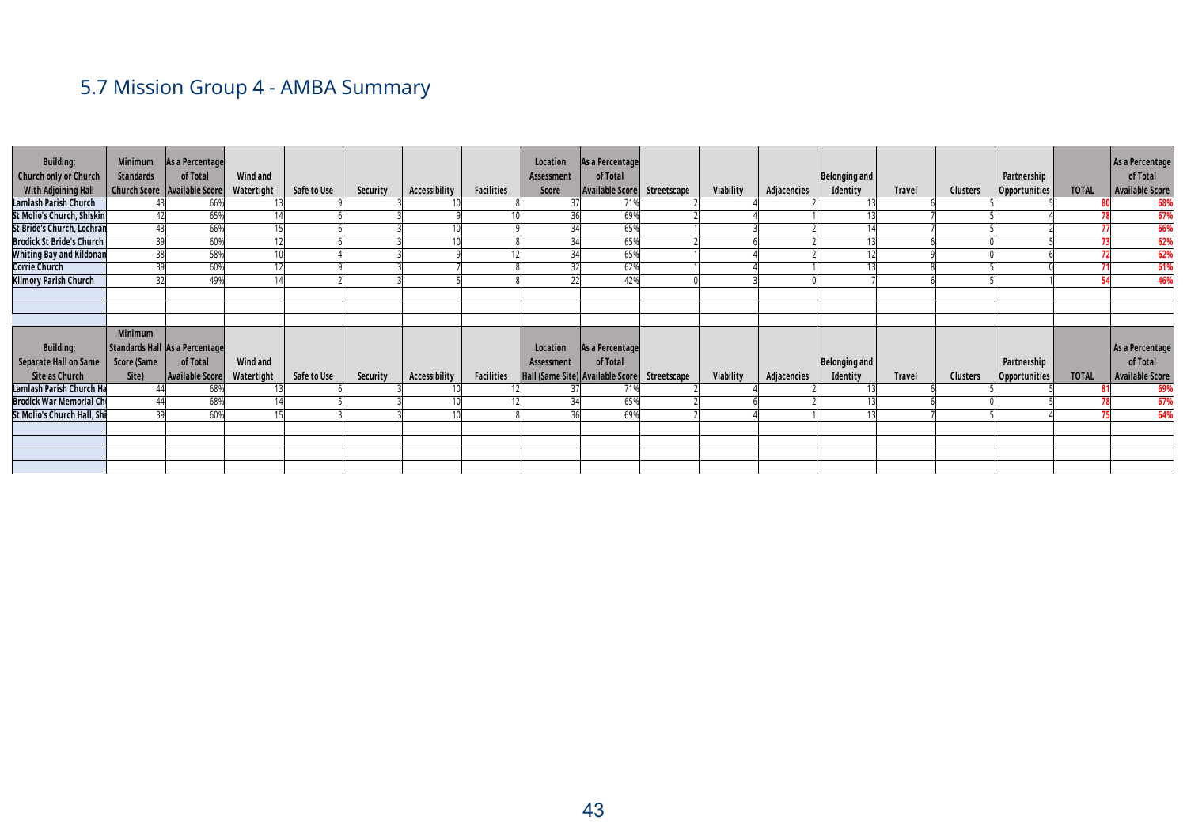## 5.7 Mission Group 4 - AMBA Summary

| Building; Church only or Church With Adjoining Hall | Minimum Standards Church Score | As a Percentage of Total Available Score | Wind and Watertight | Safe to Use | Security | Accessibility | Facilities | Location Assessment Score | As a Percentage of Total Available Score | Streetscape | Viability | Adjacencies | Belonging and Identity | Travel | Clusters | Partnership Opportunities | TOTAL | As a Percentage of Total Available Score |
|---|---|---|---|---|---|---|---|---|---|---|---|---|---|---|---|---|---|---|
| Lamlash Parish Church | 43 | 66% | 13 | 9 | 3 | 10 | 8 | 37 | 71% | 2 | 4 | 2 | 13 | 6 | 5 | 5 | 80 | 68% |
| St Molio's Church, Shiskin | 42 | 65% | 14 | 6 | 3 | 9 | 10 | 36 | 69% | 2 | 4 | 1 | 13 | 7 | 5 | 4 | 78 | 67% |
| St Bride's Church, Lochran | 43 | 66% | 15 | 6 | 3 | 10 | 9 | 34 | 65% | 1 | 3 | 2 | 14 | 7 | 5 | 2 | 77 | 66% |
| Brodick St Bride's Church | 39 | 60% | 12 | 6 | 3 | 10 | 8 | 34 | 65% | 2 | 6 | 2 | 13 | 6 | 0 | 5 | 73 | 62% |
| Whiting Bay and Kildonan | 38 | 58% | 10 | 4 | 3 | 9 | 12 | 34 | 65% | 1 | 4 | 2 | 12 | 9 | 0 | 6 | 72 | 62% |
| Corrie Church | 39 | 60% | 12 | 9 | 3 | 7 | 8 | 32 | 62% | 1 | 4 | 1 | 13 | 8 | 5 | 0 | 71 | 61% |
| Kilmory Parish Church | 32 | 49% | 14 | 2 | 3 | 5 | 8 | 22 | 42% | 0 | 3 | 0 | 7 | 6 | 5 | 1 | 54 | 46% |

| Building; Separate Hall on Same Site as Church | Minimum Standards Hall Score (Same Site) | As a Percentage of Total Available Score | Wind and Watertight | Safe to Use | Security | Accessibility | Facilities | Location Assessment Hall (Same Site) | As a Percentage of Total Available Score | Streetscape | Viability | Adjacencies | Belonging and Identity | Travel | Clusters | Partnership Opportunities | TOTAL | As a Percentage of Total Available Score |
|---|---|---|---|---|---|---|---|---|---|---|---|---|---|---|---|---|---|---|
| Lamlash Parish Church Ha | 44 | 68% | 13 | 6 | 3 | 10 | 12 | 37 | 71% | 2 | 4 | 2 | 13 | 6 | 5 | 5 | 81 | 69% |
| Brodick War Memorial Ch | 44 | 68% | 14 | 5 | 3 | 10 | 12 | 34 | 65% | 2 | 6 | 2 | 13 | 6 | 0 | 5 | 78 | 67% |
| St Molio's Church Hall, Shi | 39 | 60% | 15 | 3 | 3 | 10 | 8 | 36 | 69% | 2 | 4 | 1 | 13 | 7 | 5 | 4 | 75 | 64% |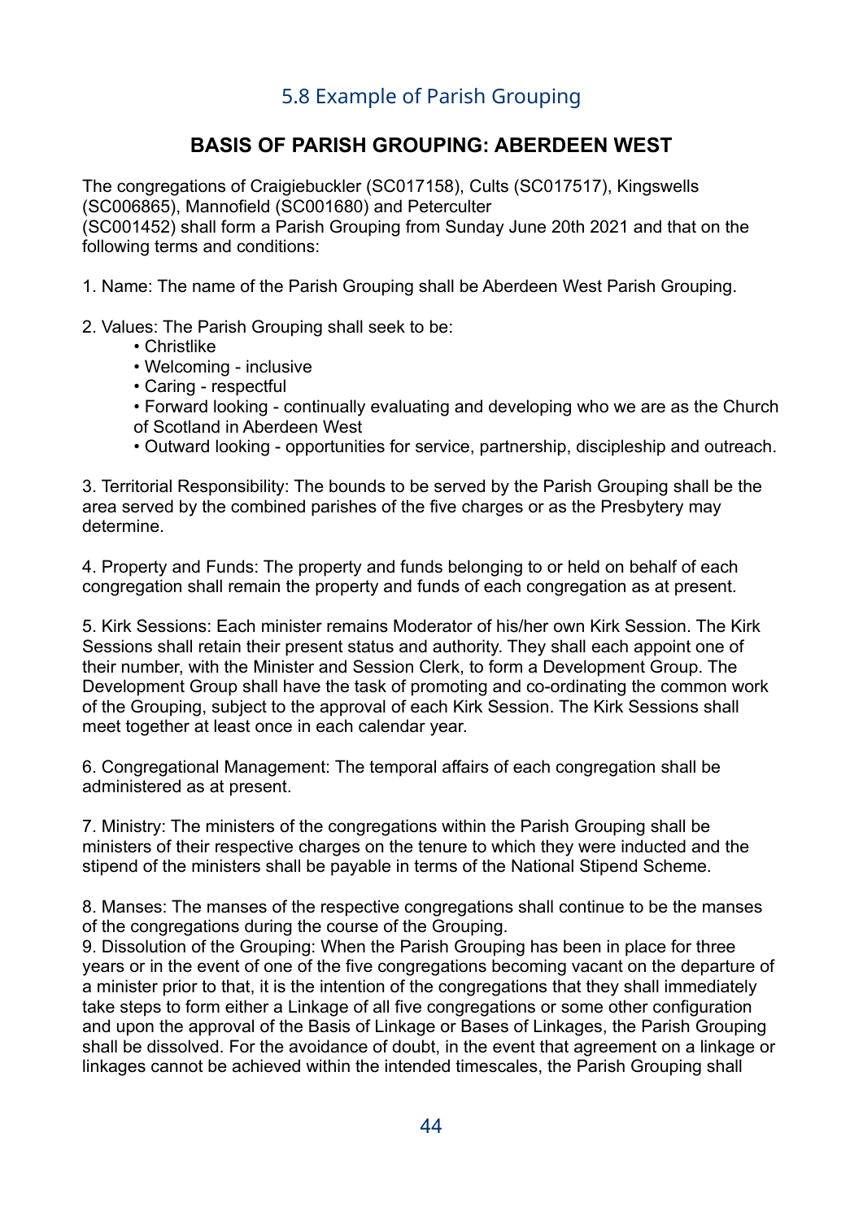## 5.8 Example of Parish Grouping

### BASIS OF PARISH GROUPING: ABERDEEN WEST

The congregations of Craigiebuckler (SC017158), Cults (SC017517), Kingswells (SC006865), Mannofield (SC001680) and Peterculter (SC001452) shall form a Parish Grouping from Sunday June 20th 2021 and that on the following terms and conditions:

1. Name: The name of the Parish Grouping shall be Aberdeen West Parish Grouping.

2. Values: The Parish Grouping shall seek to be:
   - Christlike
   - Welcoming - inclusive
   - Caring - respectful
   - Forward looking - continually evaluating and developing who we are as the Church of Scotland in Aberdeen West
   - Outward looking - opportunities for service, partnership, discipleship and outreach.

3. Territorial Responsibility: The bounds to be served by the Parish Grouping shall be the area served by the combined parishes of the five charges or as the Presbytery may determine.

4. Property and Funds: The property and funds belonging to or held on behalf of each congregation shall remain the property and funds of each congregation as at present.

5. Kirk Sessions: Each minister remains Moderator of his/her own Kirk Session. The Kirk Sessions shall retain their present status and authority. They shall each appoint one of their number, with the Minister and Session Clerk, to form a Development Group. The Development Group shall have the task of promoting and co-ordinating the common work of the Grouping, subject to the approval of each Kirk Session. The Kirk Sessions shall meet together at least once in each calendar year.

6. Congregational Management: The temporal affairs of each congregation shall be administered as at present.

7. Ministry: The ministers of the congregations within the Parish Grouping shall be ministers of their respective charges on the tenure to which they were inducted and the stipend of the ministers shall be payable in terms of the National Stipend Scheme.

8. Manses: The manses of the respective congregations shall continue to be the manses of the congregations during the course of the Grouping.

9. Dissolution of the Grouping: When the Parish Grouping has been in place for three years or in the event of one of the five congregations becoming vacant on the departure of a minister prior to that, it is the intention of the congregations that they shall immediately take steps to form either a Linkage of all five congregations or some other configuration and upon the approval of the Basis of Linkage or Bases of Linkages, the Parish Grouping shall be dissolved. For the avoidance of doubt, in the event that agreement on a linkage or linkages cannot be achieved within the intended timescales, the Parish Grouping shall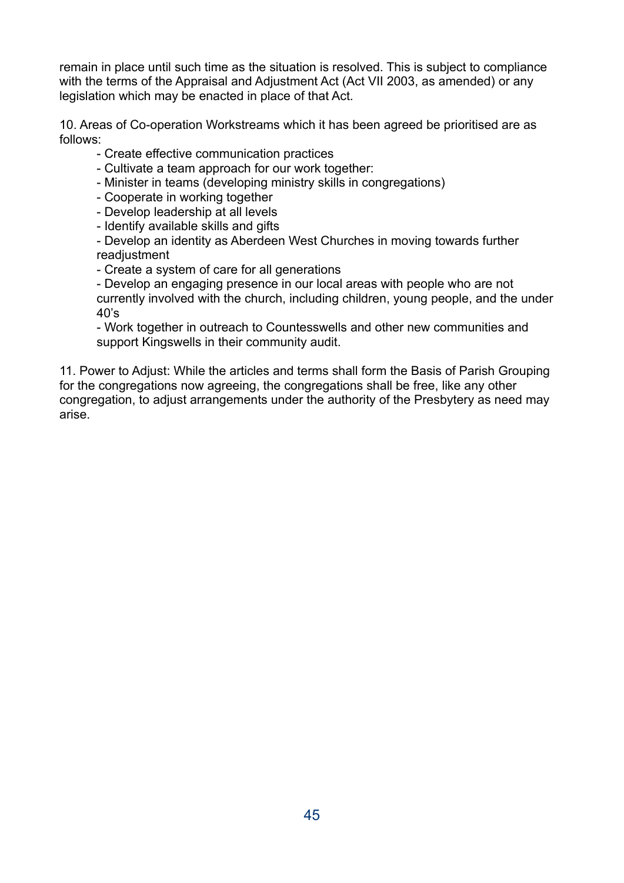remain in place until such time as the situation is resolved. This is subject to compliance with the terms of the Appraisal and Adjustment Act (Act VII 2003, as amended) or any legislation which may be enacted in place of that Act.

10. Areas of Co-operation Workstreams which it has been agreed be prioritised are as follows:

- Create effective communication practices
- Cultivate a team approach for our work together:
- Minister in teams (developing ministry skills in congregations)
- Cooperate in working together
- Develop leadership at all levels
- Identify available skills and gifts
- Develop an identity as Aberdeen West Churches in moving towards further readjustment
- Create a system of care for all generations
- Develop an engaging presence in our local areas with people who are not currently involved with the church, including children, young people, and the under 40's
- Work together in outreach to Countesswells and other new communities and support Kingswells in their community audit.

11. Power to Adjust: While the articles and terms shall form the Basis of Parish Grouping for the congregations now agreeing, the congregations shall be free, like any other congregation, to adjust arrangements under the authority of the Presbytery as need may arise.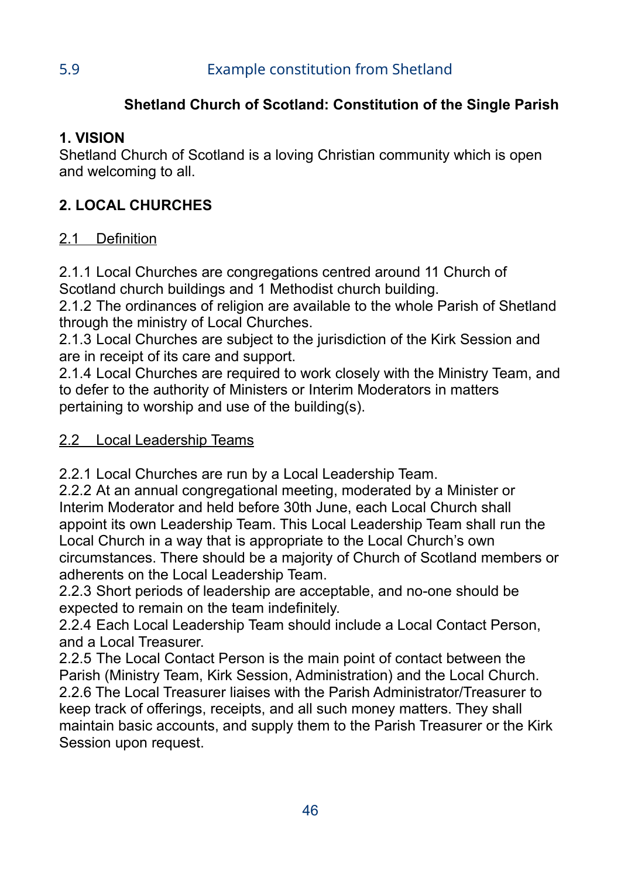## 5.9 Example constitution from Shetland

### Shetland Church of Scotland: Constitution of the Single Parish

**1. VISION**

Shetland Church of Scotland is a loving Christian community which is open and welcoming to all.

**2. LOCAL CHURCHES**

2.1 Definition

2.1.1 Local Churches are congregations centred around 11 Church of Scotland church buildings and 1 Methodist church building.
2.1.2 The ordinances of religion are available to the whole Parish of Shetland through the ministry of Local Churches.
2.1.3 Local Churches are subject to the jurisdiction of the Kirk Session and are in receipt of its care and support.
2.1.4 Local Churches are required to work closely with the Ministry Team, and to defer to the authority of Ministers or Interim Moderators in matters pertaining to worship and use of the building(s).

2.2 Local Leadership Teams

2.2.1 Local Churches are run by a Local Leadership Team.
2.2.2 At an annual congregational meeting, moderated by a Minister or Interim Moderator and held before 30th June, each Local Church shall appoint its own Leadership Team. This Local Leadership Team shall run the Local Church in a way that is appropriate to the Local Church's own circumstances. There should be a majority of Church of Scotland members or adherents on the Local Leadership Team.
2.2.3 Short periods of leadership are acceptable, and no-one should be expected to remain on the team indefinitely.
2.2.4 Each Local Leadership Team should include a Local Contact Person, and a Local Treasurer.
2.2.5 The Local Contact Person is the main point of contact between the Parish (Ministry Team, Kirk Session, Administration) and the Local Church.
2.2.6 The Local Treasurer liaises with the Parish Administrator/Treasurer to keep track of offerings, receipts, and all such money matters. They shall maintain basic accounts, and supply them to the Parish Treasurer or the Kirk Session upon request.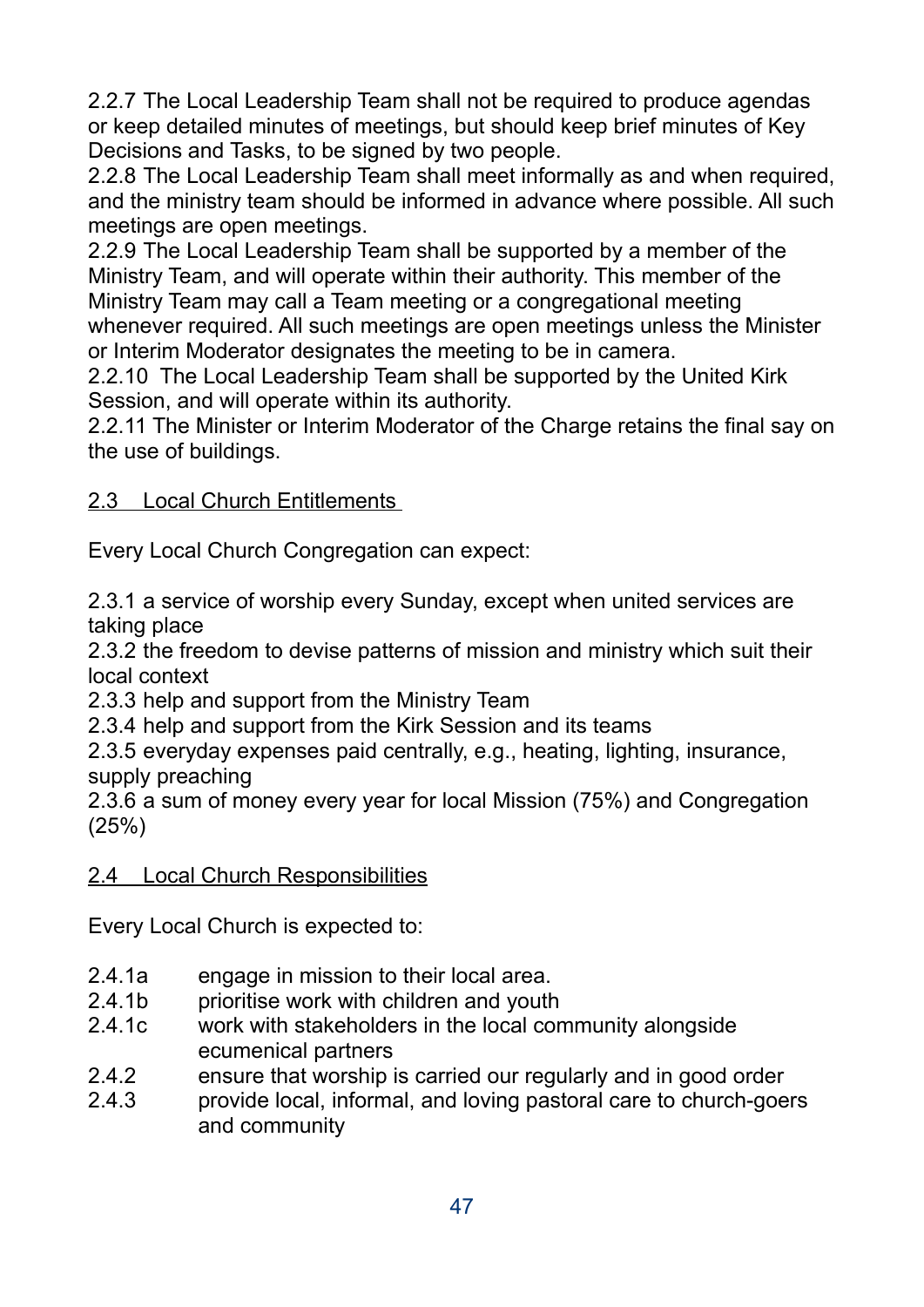2.2.7 The Local Leadership Team shall not be required to produce agendas or keep detailed minutes of meetings, but should keep brief minutes of Key Decisions and Tasks, to be signed by two people.
2.2.8 The Local Leadership Team shall meet informally as and when required, and the ministry team should be informed in advance where possible. All such meetings are open meetings.
2.2.9 The Local Leadership Team shall be supported by a member of the Ministry Team, and will operate within their authority. This member of the Ministry Team may call a Team meeting or a congregational meeting whenever required. All such meetings are open meetings unless the Minister or Interim Moderator designates the meeting to be in camera.
2.2.10 The Local Leadership Team shall be supported by the United Kirk Session, and will operate within its authority.
2.2.11 The Minister or Interim Moderator of the Charge retains the final say on the use of buildings.

<u>2.3 Local Church Entitlements</u>

Every Local Church Congregation can expect:

2.3.1 a service of worship every Sunday, except when united services are taking place
2.3.2 the freedom to devise patterns of mission and ministry which suit their local context
2.3.3 help and support from the Ministry Team
2.3.4 help and support from the Kirk Session and its teams
2.3.5 everyday expenses paid centrally, e.g., heating, lighting, insurance, supply preaching
2.3.6 a sum of money every year for local Mission (75%) and Congregation (25%)

<u>2.4 Local Church Responsibilities</u>

Every Local Church is expected to:

2.4.1a engage in mission to their local area.
2.4.1b prioritise work with children and youth
2.4.1c work with stakeholders in the local community alongside ecumenical partners
2.4.2 ensure that worship is carried our regularly and in good order
2.4.3 provide local, informal, and loving pastoral care to church-goers and community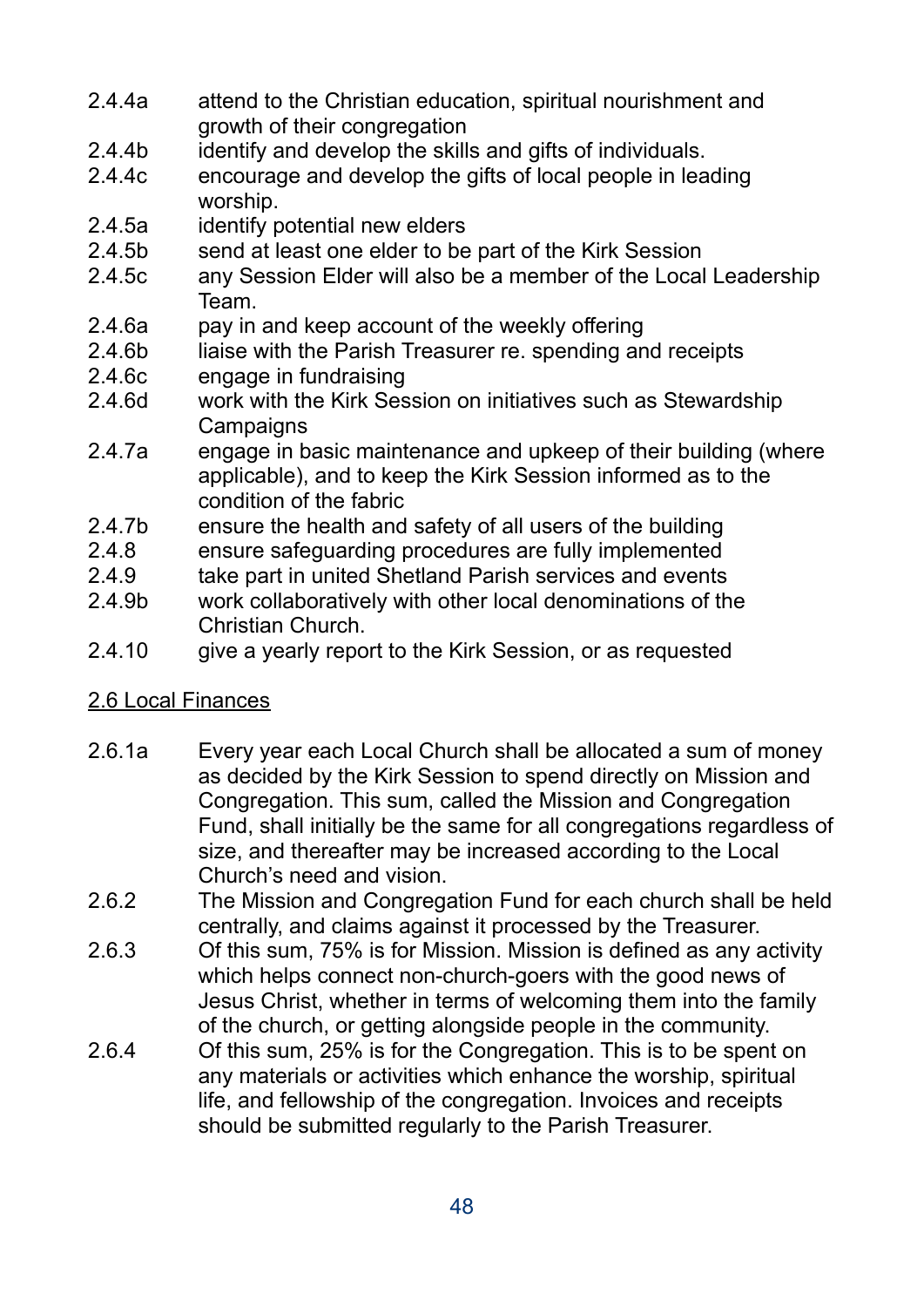2.4.4a attend to the Christian education, spiritual nourishment and growth of their congregation

2.4.4b identify and develop the skills and gifts of individuals.

2.4.4c encourage and develop the gifts of local people in leading worship.

2.4.5a identify potential new elders

2.4.5b send at least one elder to be part of the Kirk Session

2.4.5c any Session Elder will also be a member of the Local Leadership Team.

2.4.6a pay in and keep account of the weekly offering

2.4.6b liaise with the Parish Treasurer re. spending and receipts

2.4.6c engage in fundraising

2.4.6d work with the Kirk Session on initiatives such as Stewardship Campaigns

2.4.7a engage in basic maintenance and upkeep of their building (where applicable), and to keep the Kirk Session informed as to the condition of the fabric

2.4.7b ensure the health and safety of all users of the building

2.4.8 ensure safeguarding procedures are fully implemented

2.4.9 take part in united Shetland Parish services and events

2.4.9b work collaboratively with other local denominations of the Christian Church.

2.4.10 give a yearly report to the Kirk Session, or as requested

## 2.6 Local Finances

2.6.1a Every year each Local Church shall be allocated a sum of money as decided by the Kirk Session to spend directly on Mission and Congregation. This sum, called the Mission and Congregation Fund, shall initially be the same for all congregations regardless of size, and thereafter may be increased according to the Local Church's need and vision.

2.6.2 The Mission and Congregation Fund for each church shall be held centrally, and claims against it processed by the Treasurer.

2.6.3 Of this sum, 75% is for Mission. Mission is defined as any activity which helps connect non-church-goers with the good news of Jesus Christ, whether in terms of welcoming them into the family of the church, or getting alongside people in the community.

2.6.4 Of this sum, 25% is for the Congregation. This is to be spent on any materials or activities which enhance the worship, spiritual life, and fellowship of the congregation. Invoices and receipts should be submitted regularly to the Parish Treasurer.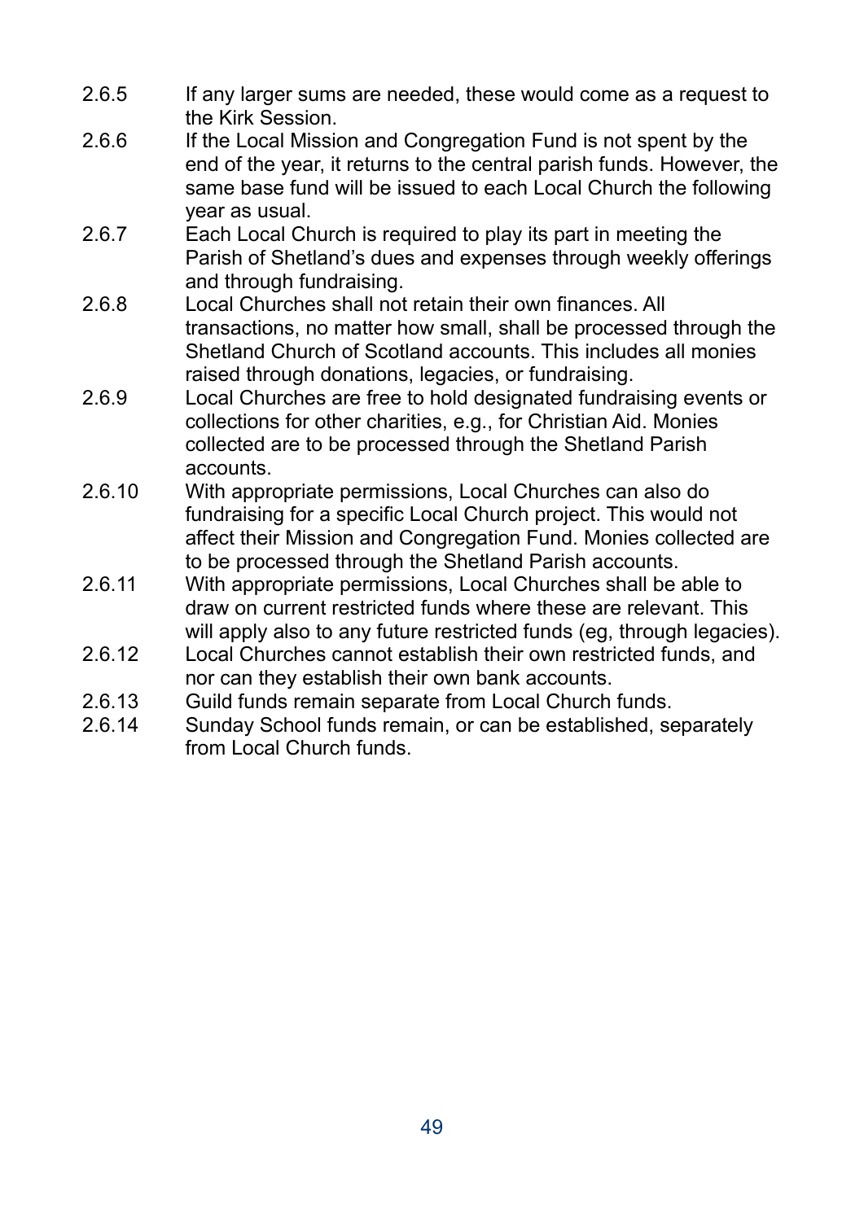2.6.5 If any larger sums are needed, these would come as a request to the Kirk Session.

2.6.6 If the Local Mission and Congregation Fund is not spent by the end of the year, it returns to the central parish funds. However, the same base fund will be issued to each Local Church the following year as usual.

2.6.7 Each Local Church is required to play its part in meeting the Parish of Shetland's dues and expenses through weekly offerings and through fundraising.

2.6.8 Local Churches shall not retain their own finances. All transactions, no matter how small, shall be processed through the Shetland Church of Scotland accounts. This includes all monies raised through donations, legacies, or fundraising.

2.6.9 Local Churches are free to hold designated fundraising events or collections for other charities, e.g., for Christian Aid. Monies collected are to be processed through the Shetland Parish accounts.

2.6.10 With appropriate permissions, Local Churches can also do fundraising for a specific Local Church project. This would not affect their Mission and Congregation Fund. Monies collected are to be processed through the Shetland Parish accounts.

2.6.11 With appropriate permissions, Local Churches shall be able to draw on current restricted funds where these are relevant. This will apply also to any future restricted funds (eg, through legacies).

2.6.12 Local Churches cannot establish their own restricted funds, and nor can they establish their own bank accounts.

2.6.13 Guild funds remain separate from Local Church funds.

2.6.14 Sunday School funds remain, or can be established, separately from Local Church funds.